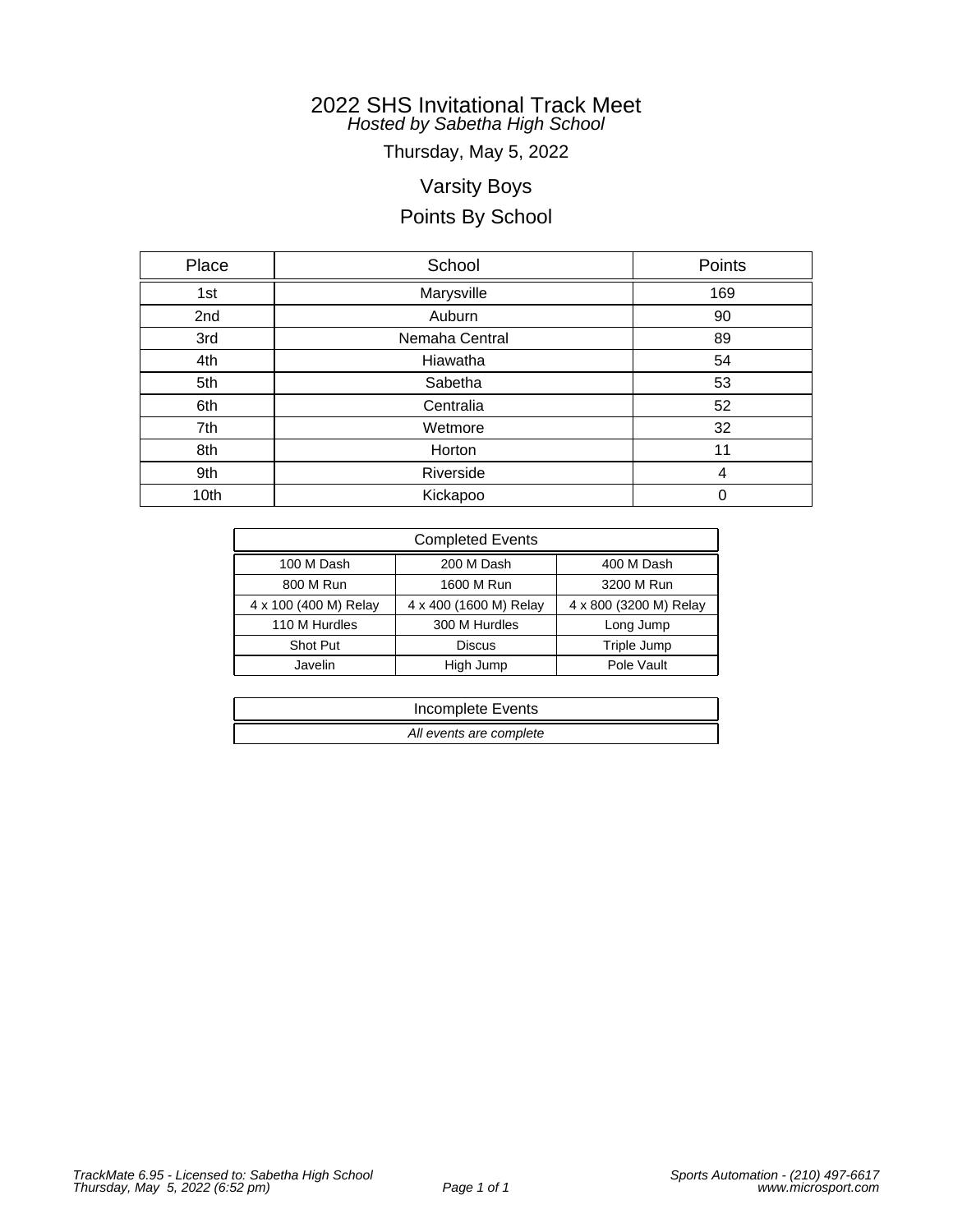# 2022 SHS Invitational Track Meet

*Hosted by Sabetha High School*

Thursday, May 5, 2022

## Varsity Boys

## Points By School

| Place | School | Points |
|---|---|---|
| 1st | Marysville | 169 |
| 2nd | Auburn | 90 |
| 3rd | Nemaha Central | 89 |
| 4th | Hiawatha | 54 |
| 5th | Sabetha | 53 |
| 6th | Centralia | 52 |
| 7th | Wetmore | 32 |
| 8th | Horton | 11 |
| 9th | Riverside | 4 |
| 10th | Kickapoo | 0 |

| Completed Events | | |
|---|---|---|
| 100 M Dash | 200 M Dash | 400 M Dash |
| 800 M Run | 1600 M Run | 3200 M Run |
| 4 x 100 (400 M) Relay | 4 x 400 (1600 M) Relay | 4 x 800 (3200 M) Relay |
| 110 M Hurdles | 300 M Hurdles | Long Jump |
| Shot Put | Discus | Triple Jump |
| Javelin | High Jump | Pole Vault |

| Incomplete Events |
|---|
| *All events are complete* |

*TrackMate 6.95 - Licensed to: Sabetha High School*
*Thursday, May 5, 2022 (6:52 pm)*

*Sports Automation - (210) 497-6617*
*www.microsport.com*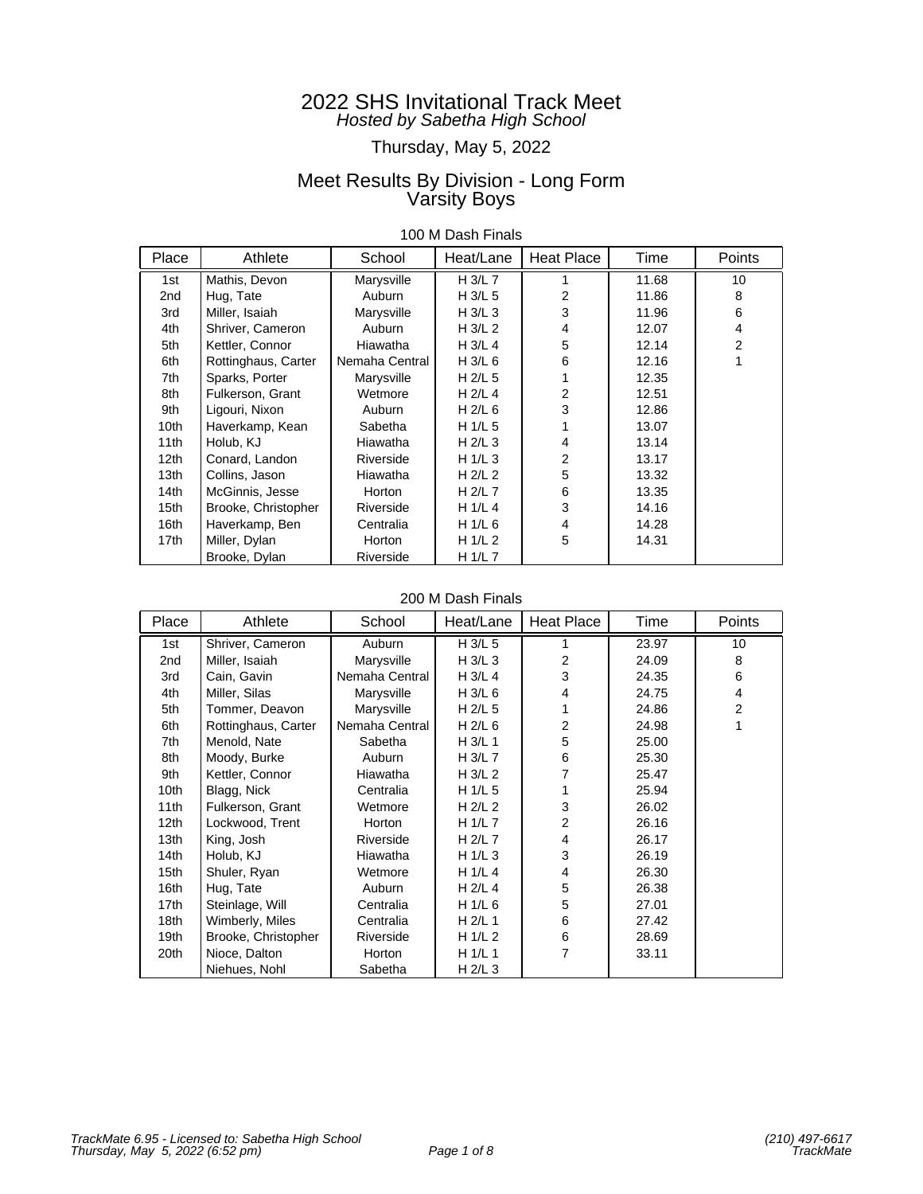# 2022 SHS Invitational Track Meet

*Hosted by Sabetha High School*

Thursday, May 5, 2022

## Meet Results By Division - Long Form
## Varsity Boys

### 100 M Dash Finals

| Place | Athlete | School | Heat/Lane | Heat Place | Time | Points |
|---|---|---|---|---|---|---|
| 1st | Mathis, Devon | Marysville | H 3/L 7 | 1 | 11.68 | 10 |
| 2nd | Hug, Tate | Auburn | H 3/L 5 | 2 | 11.86 | 8 |
| 3rd | Miller, Isaiah | Marysville | H 3/L 3 | 3 | 11.96 | 6 |
| 4th | Shriver, Cameron | Auburn | H 3/L 2 | 4 | 12.07 | 4 |
| 5th | Kettler, Connor | Hiawatha | H 3/L 4 | 5 | 12.14 | 2 |
| 6th | Rottinghaus, Carter | Nemaha Central | H 3/L 6 | 6 | 12.16 | 1 |
| 7th | Sparks, Porter | Marysville | H 2/L 5 | 1 | 12.35 | |
| 8th | Fulkerson, Grant | Wetmore | H 2/L 4 | 2 | 12.51 | |
| 9th | Ligouri, Nixon | Auburn | H 2/L 6 | 3 | 12.86 | |
| 10th | Haverkamp, Kean | Sabetha | H 1/L 5 | 1 | 13.07 | |
| 11th | Holub, KJ | Hiawatha | H 2/L 3 | 4 | 13.14 | |
| 12th | Conard, Landon | Riverside | H 1/L 3 | 2 | 13.17 | |
| 13th | Collins, Jason | Hiawatha | H 2/L 2 | 5 | 13.32 | |
| 14th | McGinnis, Jesse | Horton | H 2/L 7 | 6 | 13.35 | |
| 15th | Brooke, Christopher | Riverside | H 1/L 4 | 3 | 14.16 | |
| 16th | Haverkamp, Ben | Centralia | H 1/L 6 | 4 | 14.28 | |
| 17th | Miller, Dylan | Horton | H 1/L 2 | 5 | 14.31 | |
| | Brooke, Dylan | Riverside | H 1/L 7 | | | |

### 200 M Dash Finals

| Place | Athlete | School | Heat/Lane | Heat Place | Time | Points |
|---|---|---|---|---|---|---|
| 1st | Shriver, Cameron | Auburn | H 3/L 5 | 1 | 23.97 | 10 |
| 2nd | Miller, Isaiah | Marysville | H 3/L 3 | 2 | 24.09 | 8 |
| 3rd | Cain, Gavin | Nemaha Central | H 3/L 4 | 3 | 24.35 | 6 |
| 4th | Miller, Silas | Marysville | H 3/L 6 | 4 | 24.75 | 4 |
| 5th | Tommer, Deavon | Marysville | H 2/L 5 | 1 | 24.86 | 2 |
| 6th | Rottinghaus, Carter | Nemaha Central | H 2/L 6 | 2 | 24.98 | 1 |
| 7th | Menold, Nate | Sabetha | H 3/L 1 | 5 | 25.00 | |
| 8th | Moody, Burke | Auburn | H 3/L 7 | 6 | 25.30 | |
| 9th | Kettler, Connor | Hiawatha | H 3/L 2 | 7 | 25.47 | |
| 10th | Blagg, Nick | Centralia | H 1/L 5 | 1 | 25.94 | |
| 11th | Fulkerson, Grant | Wetmore | H 2/L 2 | 3 | 26.02 | |
| 12th | Lockwood, Trent | Horton | H 1/L 7 | 2 | 26.16 | |
| 13th | King, Josh | Riverside | H 2/L 7 | 4 | 26.17 | |
| 14th | Holub, KJ | Hiawatha | H 1/L 3 | 3 | 26.19 | |
| 15th | Shuler, Ryan | Wetmore | H 1/L 4 | 4 | 26.30 | |
| 16th | Hug, Tate | Auburn | H 2/L 4 | 5 | 26.38 | |
| 17th | Steinlage, Will | Centralia | H 1/L 6 | 5 | 27.01 | |
| 18th | Wimberly, Miles | Centralia | H 2/L 1 | 6 | 27.42 | |
| 19th | Brooke, Christopher | Riverside | H 1/L 2 | 6 | 28.69 | |
| 20th | Nioce, Dalton | Horton | H 1/L 1 | 7 | 33.11 | |
| | Niehues, Nohl | Sabetha | H 2/L 3 | | | |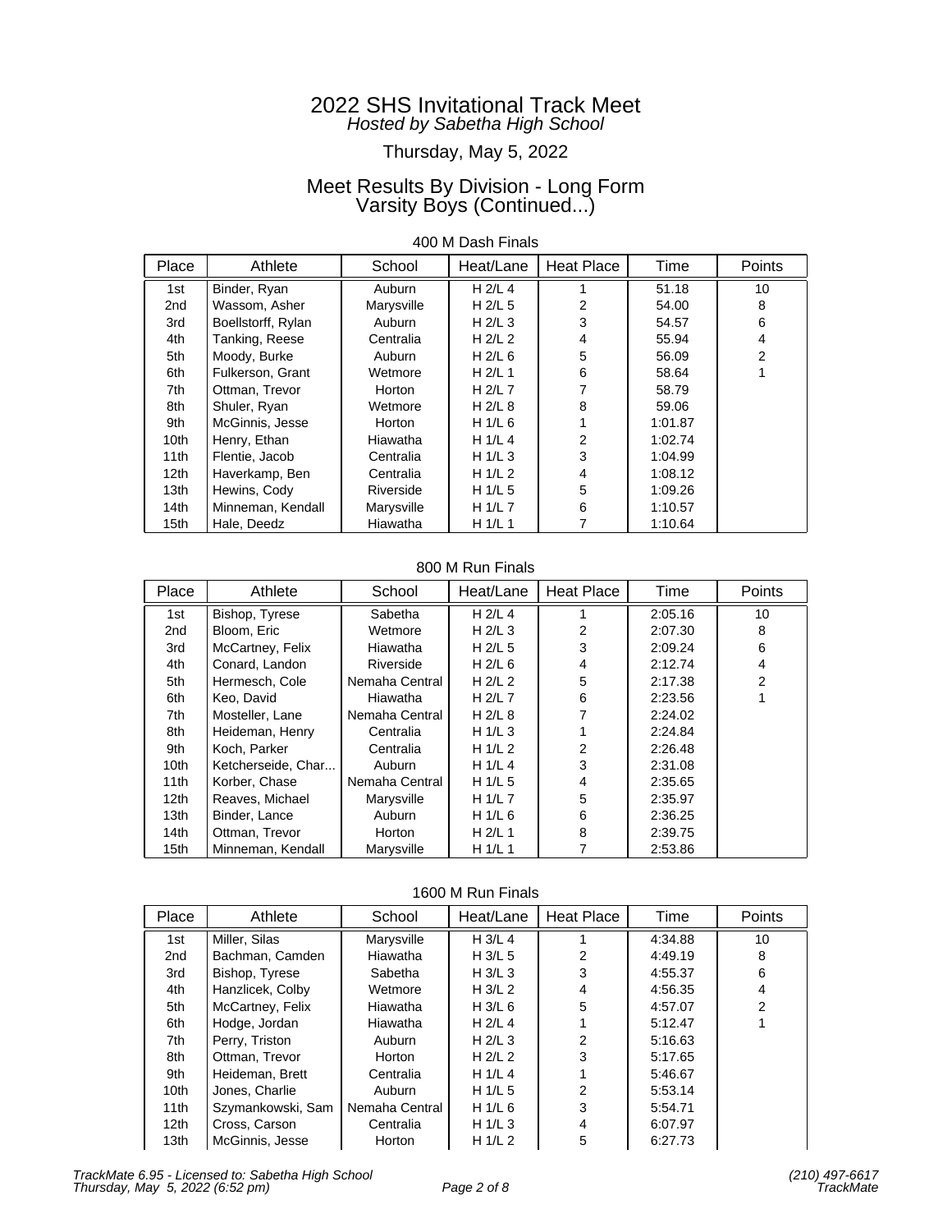# 2022 SHS Invitational Track Meet

*Hosted by Sabetha High School*

Thursday, May 5, 2022

## Meet Results By Division - Long Form
## Varsity Boys (Continued...)

### 400 M Dash Finals

| Place | Athlete | School | Heat/Lane | Heat Place | Time | Points |
|---|---|---|---|---|---|---|
| 1st | Binder, Ryan | Auburn | H 2/L 4 | 1 | 51.18 | 10 |
| 2nd | Wassom, Asher | Marysville | H 2/L 5 | 2 | 54.00 | 8 |
| 3rd | Boellstorff, Rylan | Auburn | H 2/L 3 | 3 | 54.57 | 6 |
| 4th | Tanking, Reese | Centralia | H 2/L 2 | 4 | 55.94 | 4 |
| 5th | Moody, Burke | Auburn | H 2/L 6 | 5 | 56.09 | 2 |
| 6th | Fulkerson, Grant | Wetmore | H 2/L 1 | 6 | 58.64 | 1 |
| 7th | Ottman, Trevor | Horton | H 2/L 7 | 7 | 58.79 | |
| 8th | Shuler, Ryan | Wetmore | H 2/L 8 | 8 | 59.06 | |
| 9th | McGinnis, Jesse | Horton | H 1/L 6 | 1 | 1:01.87 | |
| 10th | Henry, Ethan | Hiawatha | H 1/L 4 | 2 | 1:02.74 | |
| 11th | Flentie, Jacob | Centralia | H 1/L 3 | 3 | 1:04.99 | |
| 12th | Haverkamp, Ben | Centralia | H 1/L 2 | 4 | 1:08.12 | |
| 13th | Hewins, Cody | Riverside | H 1/L 5 | 5 | 1:09.26 | |
| 14th | Minneman, Kendall | Marysville | H 1/L 7 | 6 | 1:10.57 | |
| 15th | Hale, Deedz | Hiawatha | H 1/L 1 | 7 | 1:10.64 | |

### 800 M Run Finals

| Place | Athlete | School | Heat/Lane | Heat Place | Time | Points |
|---|---|---|---|---|---|---|
| 1st | Bishop, Tyrese | Sabetha | H 2/L 4 | 1 | 2:05.16 | 10 |
| 2nd | Bloom, Eric | Wetmore | H 2/L 3 | 2 | 2:07.30 | 8 |
| 3rd | McCartney, Felix | Hiawatha | H 2/L 5 | 3 | 2:09.24 | 6 |
| 4th | Conard, Landon | Riverside | H 2/L 6 | 4 | 2:12.74 | 4 |
| 5th | Hermesch, Cole | Nemaha Central | H 2/L 2 | 5 | 2:17.38 | 2 |
| 6th | Keo, David | Hiawatha | H 2/L 7 | 6 | 2:23.56 | 1 |
| 7th | Mosteller, Lane | Nemaha Central | H 2/L 8 | 7 | 2:24.02 | |
| 8th | Heideman, Henry | Centralia | H 1/L 3 | 1 | 2:24.84 | |
| 9th | Koch, Parker | Centralia | H 1/L 2 | 2 | 2:26.48 | |
| 10th | Ketcherseide, Char... | Auburn | H 1/L 4 | 3 | 2:31.08 | |
| 11th | Korber, Chase | Nemaha Central | H 1/L 5 | 4 | 2:35.65 | |
| 12th | Reaves, Michael | Marysville | H 1/L 7 | 5 | 2:35.97 | |
| 13th | Binder, Lance | Auburn | H 1/L 6 | 6 | 2:36.25 | |
| 14th | Ottman, Trevor | Horton | H 2/L 1 | 8 | 2:39.75 | |
| 15th | Minneman, Kendall | Marysville | H 1/L 1 | 7 | 2:53.86 | |

### 1600 M Run Finals

| Place | Athlete | School | Heat/Lane | Heat Place | Time | Points |
|---|---|---|---|---|---|---|
| 1st | Miller, Silas | Marysville | H 3/L 4 | 1 | 4:34.88 | 10 |
| 2nd | Bachman, Camden | Hiawatha | H 3/L 5 | 2 | 4:49.19 | 8 |
| 3rd | Bishop, Tyrese | Sabetha | H 3/L 3 | 3 | 4:55.37 | 6 |
| 4th | Hanzlicek, Colby | Wetmore | H 3/L 2 | 4 | 4:56.35 | 4 |
| 5th | McCartney, Felix | Hiawatha | H 3/L 6 | 5 | 4:57.07 | 2 |
| 6th | Hodge, Jordan | Hiawatha | H 2/L 4 | 1 | 5:12.47 | 1 |
| 7th | Perry, Triston | Auburn | H 2/L 3 | 2 | 5:16.63 | |
| 8th | Ottman, Trevor | Horton | H 2/L 2 | 3 | 5:17.65 | |
| 9th | Heideman, Brett | Centralia | H 1/L 4 | 1 | 5:46.67 | |
| 10th | Jones, Charlie | Auburn | H 1/L 5 | 2 | 5:53.14 | |
| 11th | Szymankowski, Sam | Nemaha Central | H 1/L 6 | 3 | 5:54.71 | |
| 12th | Cross, Carson | Centralia | H 1/L 3 | 4 | 6:07.97 | |
| 13th | McGinnis, Jesse | Horton | H 1/L 2 | 5 | 6:27.73 | |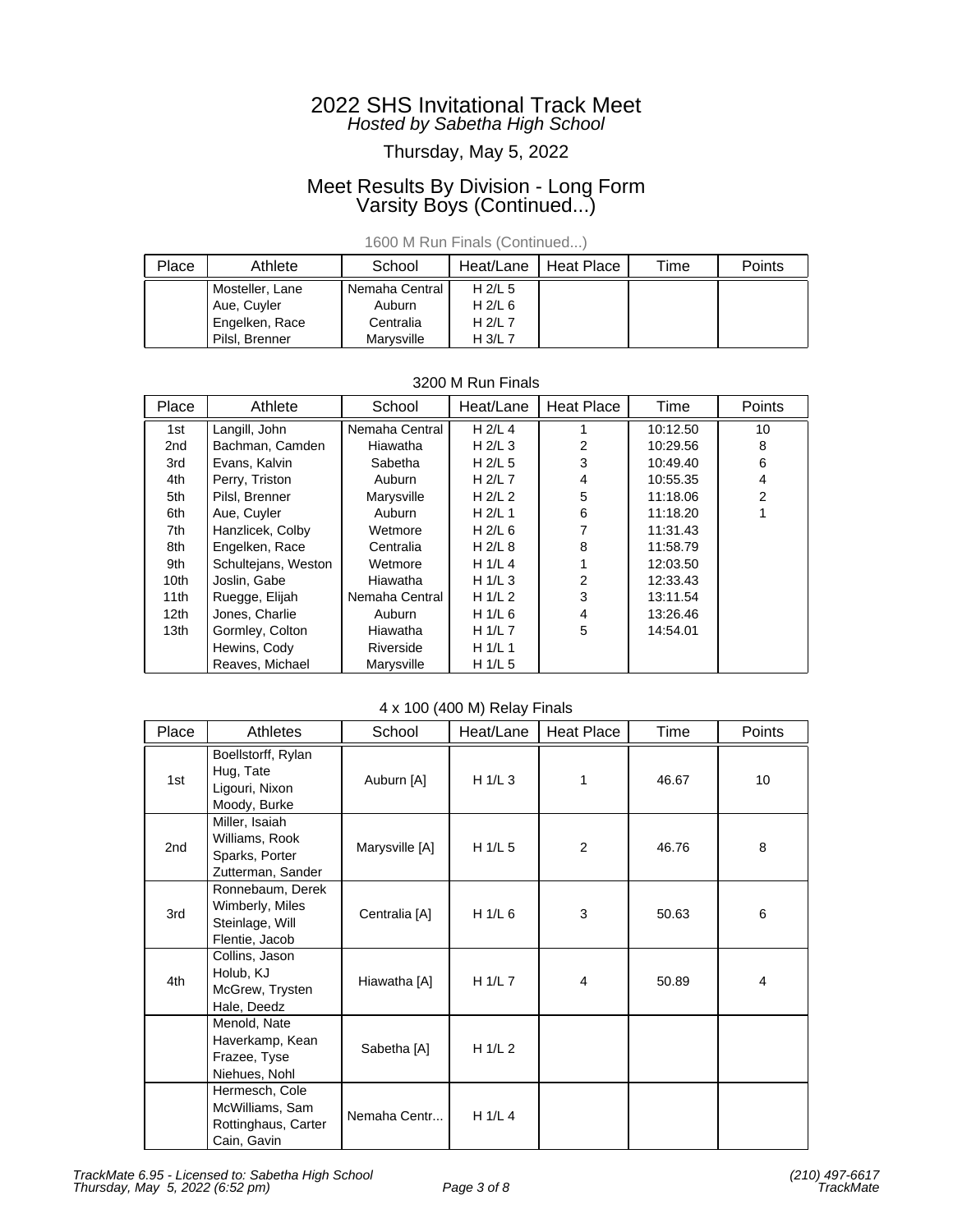# 2022 SHS Invitational Track Meet

*Hosted by Sabetha High School*

Thursday, May 5, 2022

## Meet Results By Division - Long Form
## Varsity Boys (Continued...)

### 1600 M Run Finals (Continued...)

| Place | Athlete | School | Heat/Lane | Heat Place | Time | Points |
|---|---|---|---|---|---|---|
| | Mosteller, Lane | Nemaha Central | H 2/L 5 | | | |
| | Aue, Cuyler | Auburn | H 2/L 6 | | | |
| | Engelken, Race | Centralia | H 2/L 7 | | | |
| | Pilsl, Brenner | Marysville | H 3/L 7 | | | |

### 3200 M Run Finals

| Place | Athlete | School | Heat/Lane | Heat Place | Time | Points |
|---|---|---|---|---|---|---|
| 1st | Langill, John | Nemaha Central | H 2/L 4 | 1 | 10:12.50 | 10 |
| 2nd | Bachman, Camden | Hiawatha | H 2/L 3 | 2 | 10:29.56 | 8 |
| 3rd | Evans, Kalvin | Sabetha | H 2/L 5 | 3 | 10:49.40 | 6 |
| 4th | Perry, Triston | Auburn | H 2/L 7 | 4 | 10:55.35 | 4 |
| 5th | Pilsl, Brenner | Marysville | H 2/L 2 | 5 | 11:18.06 | 2 |
| 6th | Aue, Cuyler | Auburn | H 2/L 1 | 6 | 11:18.20 | 1 |
| 7th | Hanzlicek, Colby | Wetmore | H 2/L 6 | 7 | 11:31.43 | |
| 8th | Engelken, Race | Centralia | H 2/L 8 | 8 | 11:58.79 | |
| 9th | Schultejans, Weston | Wetmore | H 1/L 4 | 1 | 12:03.50 | |
| 10th | Joslin, Gabe | Hiawatha | H 1/L 3 | 2 | 12:33.43 | |
| 11th | Ruegge, Elijah | Nemaha Central | H 1/L 2 | 3 | 13:11.54 | |
| 12th | Jones, Charlie | Auburn | H 1/L 6 | 4 | 13:26.46 | |
| 13th | Gormley, Colton | Hiawatha | H 1/L 7 | 5 | 14:54.01 | |
| | Hewins, Cody | Riverside | H 1/L 1 | | | |
| | Reaves, Michael | Marysville | H 1/L 5 | | | |

### 4 x 100 (400 M) Relay Finals

| Place | Athletes | School | Heat/Lane | Heat Place | Time | Points |
|---|---|---|---|---|---|---|
| 1st | Boellstorff, Rylan<br>Hug, Tate<br>Ligouri, Nixon<br>Moody, Burke | Auburn [A] | H 1/L 3 | 1 | 46.67 | 10 |
| 2nd | Miller, Isaiah<br>Williams, Rook<br>Sparks, Porter<br>Zutterman, Sander | Marysville [A] | H 1/L 5 | 2 | 46.76 | 8 |
| 3rd | Ronnebaum, Derek<br>Wimberly, Miles<br>Steinlage, Will<br>Flentie, Jacob | Centralia [A] | H 1/L 6 | 3 | 50.63 | 6 |
| 4th | Collins, Jason<br>Holub, KJ<br>McGrew, Trysten<br>Hale, Deedz | Hiawatha [A] | H 1/L 7 | 4 | 50.89 | 4 |
| | Menold, Nate<br>Haverkamp, Kean<br>Frazee, Tyse<br>Niehues, Nohl | Sabetha [A] | H 1/L 2 | | | |
| | Hermesch, Cole<br>McWilliams, Sam<br>Rottinghaus, Carter<br>Cain, Gavin | Nemaha Centr... | H 1/L 4 | | | |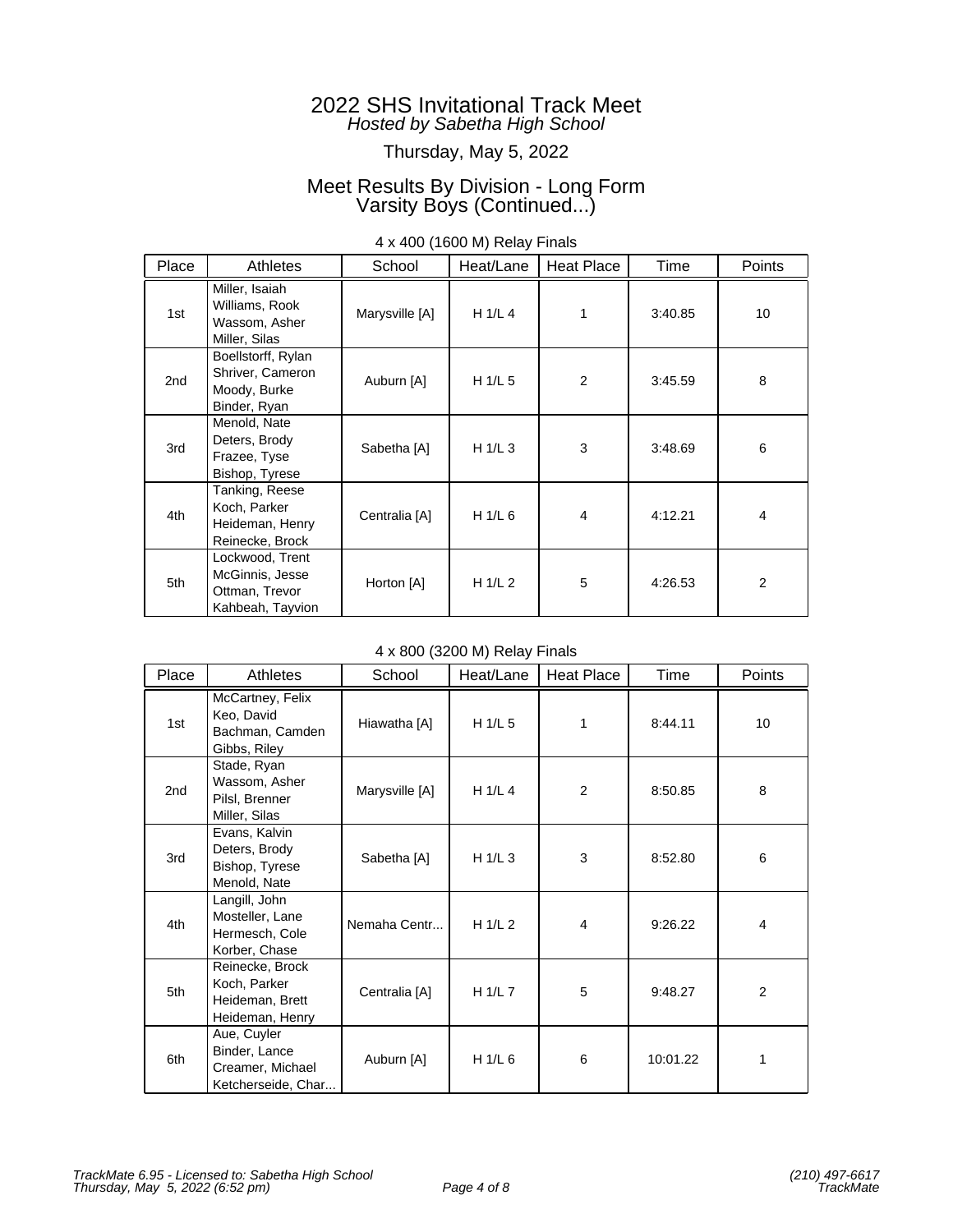# 2022 SHS Invitational Track Meet

*Hosted by Sabetha High School*

Thursday, May 5, 2022

## Meet Results By Division - Long Form
## Varsity Boys (Continued...)

### 4 x 400 (1600 M) Relay Finals

| Place | Athletes | School | Heat/Lane | Heat Place | Time | Points |
|---|---|---|---|---|---|---|
| 1st | Miller, Isaiah<br>Williams, Rook<br>Wassom, Asher<br>Miller, Silas | Marysville [A] | H 1/L 4 | 1 | 3:40.85 | 10 |
| 2nd | Boellstorff, Rylan<br>Shriver, Cameron<br>Moody, Burke<br>Binder, Ryan | Auburn [A] | H 1/L 5 | 2 | 3:45.59 | 8 |
| 3rd | Menold, Nate<br>Deters, Brody<br>Frazee, Tyse<br>Bishop, Tyrese | Sabetha [A] | H 1/L 3 | 3 | 3:48.69 | 6 |
| 4th | Tanking, Reese<br>Koch, Parker<br>Heideman, Henry<br>Reinecke, Brock | Centralia [A] | H 1/L 6 | 4 | 4:12.21 | 4 |
| 5th | Lockwood, Trent<br>McGinnis, Jesse<br>Ottman, Trevor<br>Kahbeah, Tayvion | Horton [A] | H 1/L 2 | 5 | 4:26.53 | 2 |

### 4 x 800 (3200 M) Relay Finals

| Place | Athletes | School | Heat/Lane | Heat Place | Time | Points |
|---|---|---|---|---|---|---|
| 1st | McCartney, Felix<br>Keo, David<br>Bachman, Camden<br>Gibbs, Riley | Hiawatha [A] | H 1/L 5 | 1 | 8:44.11 | 10 |
| 2nd | Stade, Ryan<br>Wassom, Asher<br>Pilsl, Brenner<br>Miller, Silas | Marysville [A] | H 1/L 4 | 2 | 8:50.85 | 8 |
| 3rd | Evans, Kalvin<br>Deters, Brody<br>Bishop, Tyrese<br>Menold, Nate | Sabetha [A] | H 1/L 3 | 3 | 8:52.80 | 6 |
| 4th | Langill, John<br>Mosteller, Lane<br>Hermesch, Cole<br>Korber, Chase | Nemaha Centr... | H 1/L 2 | 4 | 9:26.22 | 4 |
| 5th | Reinecke, Brock<br>Koch, Parker<br>Heideman, Brett<br>Heideman, Henry | Centralia [A] | H 1/L 7 | 5 | 9:48.27 | 2 |
| 6th | Aue, Cuyler<br>Binder, Lance<br>Creamer, Michael<br>Ketcherseide, Char... | Auburn [A] | H 1/L 6 | 6 | 10:01.22 | 1 |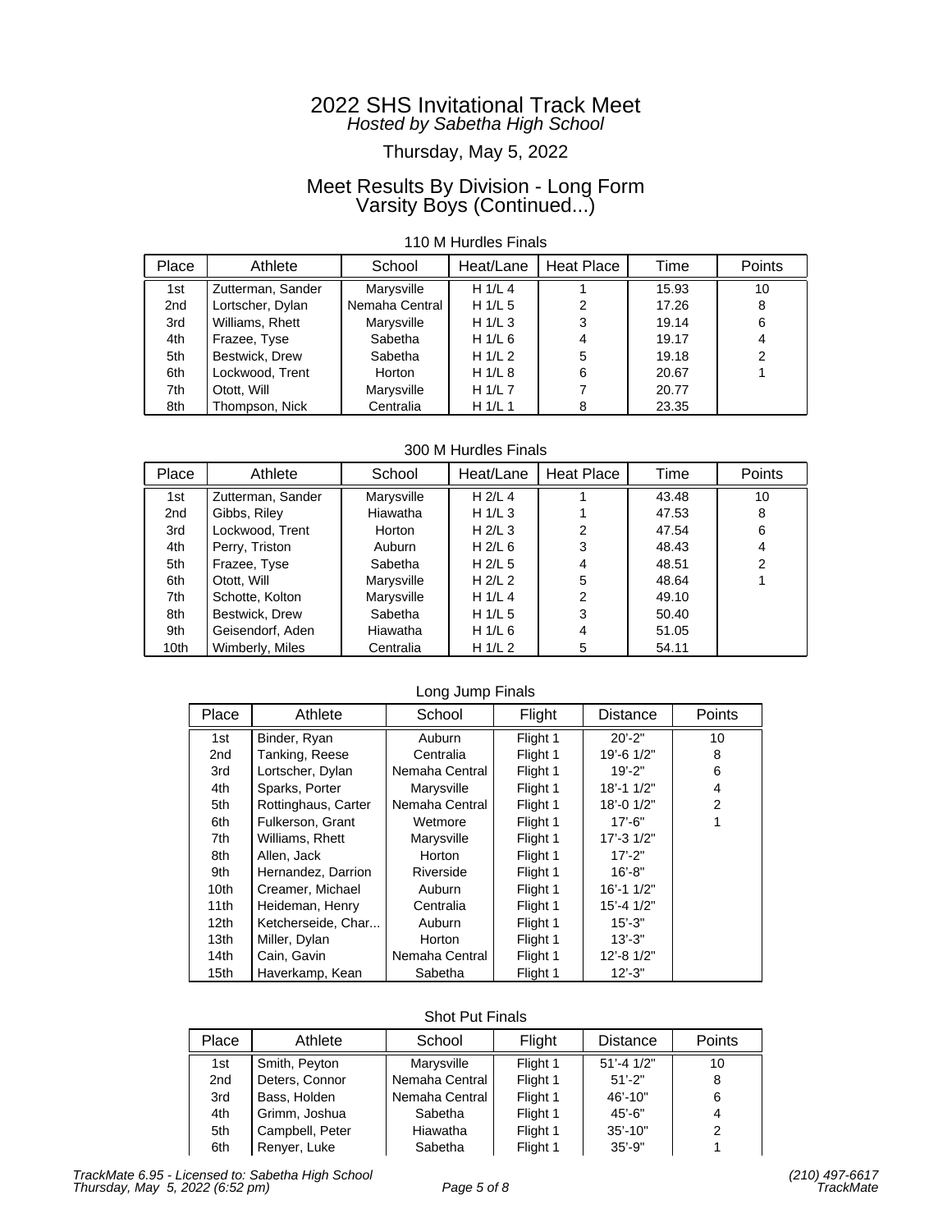# 2022 SHS Invitational Track Meet

*Hosted by Sabetha High School*

Thursday, May 5, 2022

## Meet Results By Division - Long Form
## Varsity Boys (Continued...)

### 110 M Hurdles Finals

| Place | Athlete | School | Heat/Lane | Heat Place | Time | Points |
|---|---|---|---|---|---|---|
| 1st | Zutterman, Sander | Marysville | H 1/L 4 | 1 | 15.93 | 10 |
| 2nd | Lortscher, Dylan | Nemaha Central | H 1/L 5 | 2 | 17.26 | 8 |
| 3rd | Williams, Rhett | Marysville | H 1/L 3 | 3 | 19.14 | 6 |
| 4th | Frazee, Tyse | Sabetha | H 1/L 6 | 4 | 19.17 | 4 |
| 5th | Bestwick, Drew | Sabetha | H 1/L 2 | 5 | 19.18 | 2 |
| 6th | Lockwood, Trent | Horton | H 1/L 8 | 6 | 20.67 | 1 |
| 7th | Otott, Will | Marysville | H 1/L 7 | 7 | 20.77 | |
| 8th | Thompson, Nick | Centralia | H 1/L 1 | 8 | 23.35 | |

### 300 M Hurdles Finals

| Place | Athlete | School | Heat/Lane | Heat Place | Time | Points |
|---|---|---|---|---|---|---|
| 1st | Zutterman, Sander | Marysville | H 2/L 4 | 1 | 43.48 | 10 |
| 2nd | Gibbs, Riley | Hiawatha | H 1/L 3 | 1 | 47.53 | 8 |
| 3rd | Lockwood, Trent | Horton | H 2/L 3 | 2 | 47.54 | 6 |
| 4th | Perry, Triston | Auburn | H 2/L 6 | 3 | 48.43 | 4 |
| 5th | Frazee, Tyse | Sabetha | H 2/L 5 | 4 | 48.51 | 2 |
| 6th | Otott, Will | Marysville | H 2/L 2 | 5 | 48.64 | 1 |
| 7th | Schotte, Kolton | Marysville | H 1/L 4 | 2 | 49.10 | |
| 8th | Bestwick, Drew | Sabetha | H 1/L 5 | 3 | 50.40 | |
| 9th | Geisendorf, Aden | Hiawatha | H 1/L 6 | 4 | 51.05 | |
| 10th | Wimberly, Miles | Centralia | H 1/L 2 | 5 | 54.11 | |

### Long Jump Finals

| Place | Athlete | School | Flight | Distance | Points |
|---|---|---|---|---|---|
| 1st | Binder, Ryan | Auburn | Flight 1 | 20'-2" | 10 |
| 2nd | Tanking, Reese | Centralia | Flight 1 | 19'-6 1/2" | 8 |
| 3rd | Lortscher, Dylan | Nemaha Central | Flight 1 | 19'-2" | 6 |
| 4th | Sparks, Porter | Marysville | Flight 1 | 18'-1 1/2" | 4 |
| 5th | Rottinghaus, Carter | Nemaha Central | Flight 1 | 18'-0 1/2" | 2 |
| 6th | Fulkerson, Grant | Wetmore | Flight 1 | 17'-6" | 1 |
| 7th | Williams, Rhett | Marysville | Flight 1 | 17'-3 1/2" | |
| 8th | Allen, Jack | Horton | Flight 1 | 17'-2" | |
| 9th | Hernandez, Darrion | Riverside | Flight 1 | 16'-8" | |
| 10th | Creamer, Michael | Auburn | Flight 1 | 16'-1 1/2" | |
| 11th | Heideman, Henry | Centralia | Flight 1 | 15'-4 1/2" | |
| 12th | Ketcherseide, Char... | Auburn | Flight 1 | 15'-3" | |
| 13th | Miller, Dylan | Horton | Flight 1 | 13'-3" | |
| 14th | Cain, Gavin | Nemaha Central | Flight 1 | 12'-8 1/2" | |
| 15th | Haverkamp, Kean | Sabetha | Flight 1 | 12'-3" | |

### Shot Put Finals

| Place | Athlete | School | Flight | Distance | Points |
|---|---|---|---|---|---|
| 1st | Smith, Peyton | Marysville | Flight 1 | 51'-4 1/2" | 10 |
| 2nd | Deters, Connor | Nemaha Central | Flight 1 | 51'-2" | 8 |
| 3rd | Bass, Holden | Nemaha Central | Flight 1 | 46'-10" | 6 |
| 4th | Grimm, Joshua | Sabetha | Flight 1 | 45'-6" | 4 |
| 5th | Campbell, Peter | Hiawatha | Flight 1 | 35'-10" | 2 |
| 6th | Renyer, Luke | Sabetha | Flight 1 | 35'-9" | 1 |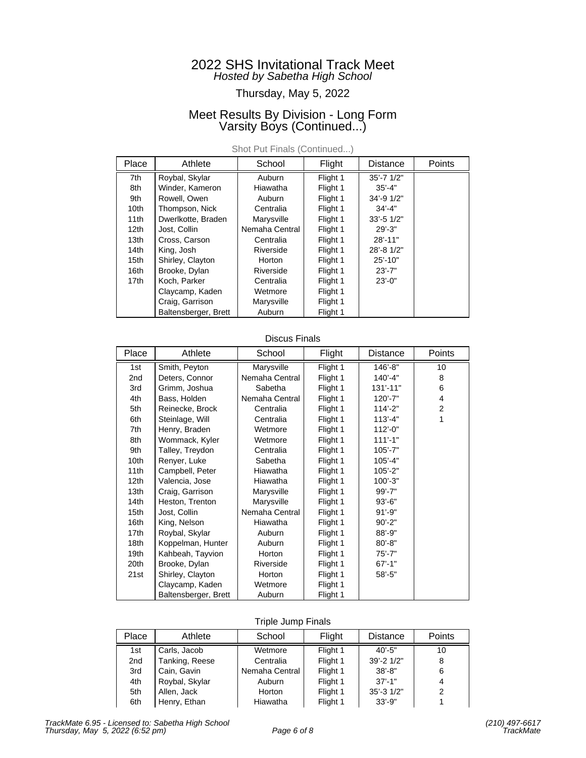# 2022 SHS Invitational Track Meet

*Hosted by Sabetha High School*

Thursday, May 5, 2022

## Meet Results By Division - Long Form
## Varsity Boys (Continued...)

### Shot Put Finals (Continued...)

| Place | Athlete | School | Flight | Distance | Points |
|---|---|---|---|---|---|
| 7th | Roybal, Skylar | Auburn | Flight 1 | 35'-7 1/2" | |
| 8th | Winder, Kameron | Hiawatha | Flight 1 | 35'-4" | |
| 9th | Rowell, Owen | Auburn | Flight 1 | 34'-9 1/2" | |
| 10th | Thompson, Nick | Centralia | Flight 1 | 34'-4" | |
| 11th | Dwerlkotte, Braden | Marysville | Flight 1 | 33'-5 1/2" | |
| 12th | Jost, Collin | Nemaha Central | Flight 1 | 29'-3" | |
| 13th | Cross, Carson | Centralia | Flight 1 | 28'-11" | |
| 14th | King, Josh | Riverside | Flight 1 | 28'-8 1/2" | |
| 15th | Shirley, Clayton | Horton | Flight 1 | 25'-10" | |
| 16th | Brooke, Dylan | Riverside | Flight 1 | 23'-7" | |
| 17th | Koch, Parker | Centralia | Flight 1 | 23'-0" | |
| | Claycamp, Kaden | Wetmore | Flight 1 | | |
| | Craig, Garrison | Marysville | Flight 1 | | |
| | Baltensberger, Brett | Auburn | Flight 1 | | |

### Discus Finals

| Place | Athlete | School | Flight | Distance | Points |
|---|---|---|---|---|---|
| 1st | Smith, Peyton | Marysville | Flight 1 | 146'-8" | 10 |
| 2nd | Deters, Connor | Nemaha Central | Flight 1 | 140'-4" | 8 |
| 3rd | Grimm, Joshua | Sabetha | Flight 1 | 131'-11" | 6 |
| 4th | Bass, Holden | Nemaha Central | Flight 1 | 120'-7" | 4 |
| 5th | Reinecke, Brock | Centralia | Flight 1 | 114'-2" | 2 |
| 6th | Steinlage, Will | Centralia | Flight 1 | 113'-4" | 1 |
| 7th | Henry, Braden | Wetmore | Flight 1 | 112'-0" | |
| 8th | Wommack, Kyler | Wetmore | Flight 1 | 111'-1" | |
| 9th | Talley, Treydon | Centralia | Flight 1 | 105'-7" | |
| 10th | Renyer, Luke | Sabetha | Flight 1 | 105'-4" | |
| 11th | Campbell, Peter | Hiawatha | Flight 1 | 105'-2" | |
| 12th | Valencia, Jose | Hiawatha | Flight 1 | 100'-3" | |
| 13th | Craig, Garrison | Marysville | Flight 1 | 99'-7" | |
| 14th | Heston, Trenton | Marysville | Flight 1 | 93'-6" | |
| 15th | Jost, Collin | Nemaha Central | Flight 1 | 91'-9" | |
| 16th | King, Nelson | Hiawatha | Flight 1 | 90'-2" | |
| 17th | Roybal, Skylar | Auburn | Flight 1 | 88'-9" | |
| 18th | Koppelman, Hunter | Auburn | Flight 1 | 80'-8" | |
| 19th | Kahbeah, Tayvion | Horton | Flight 1 | 75'-7" | |
| 20th | Brooke, Dylan | Riverside | Flight 1 | 67'-1" | |
| 21st | Shirley, Clayton | Horton | Flight 1 | 58'-5" | |
| | Claycamp, Kaden | Wetmore | Flight 1 | | |
| | Baltensberger, Brett | Auburn | Flight 1 | | |

### Triple Jump Finals

| Place | Athlete | School | Flight | Distance | Points |
|---|---|---|---|---|---|
| 1st | Carls, Jacob | Wetmore | Flight 1 | 40'-5" | 10 |
| 2nd | Tanking, Reese | Centralia | Flight 1 | 39'-2 1/2" | 8 |
| 3rd | Cain, Gavin | Nemaha Central | Flight 1 | 38'-8" | 6 |
| 4th | Roybal, Skylar | Auburn | Flight 1 | 37'-1" | 4 |
| 5th | Allen, Jack | Horton | Flight 1 | 35'-3 1/2" | 2 |
| 6th | Henry, Ethan | Hiawatha | Flight 1 | 33'-9" | 1 |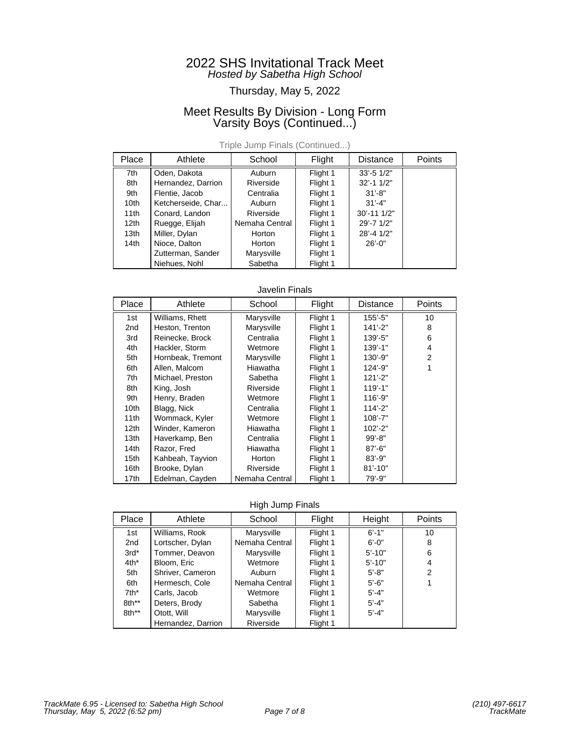# 2022 SHS Invitational Track Meet

*Hosted by Sabetha High School*

Thursday, May 5, 2022

## Meet Results By Division - Long Form
## Varsity Boys (Continued...)

### Triple Jump Finals (Continued...)

| Place | Athlete | School | Flight | Distance | Points |
|---|---|---|---|---|---|
| 7th | Oden, Dakota | Auburn | Flight 1 | 33'-5 1/2" | |
| 8th | Hernandez, Darrion | Riverside | Flight 1 | 32'-1 1/2" | |
| 9th | Flentie, Jacob | Centralia | Flight 1 | 31'-8" | |
| 10th | Ketcherseide, Char... | Auburn | Flight 1 | 31'-4" | |
| 11th | Conard, Landon | Riverside | Flight 1 | 30'-11 1/2" | |
| 12th | Ruegge, Elijah | Nemaha Central | Flight 1 | 29'-7 1/2" | |
| 13th | Miller, Dylan | Horton | Flight 1 | 28'-4 1/2" | |
| 14th | Nioce, Dalton | Horton | Flight 1 | 26'-0" | |
| | Zutterman, Sander | Marysville | Flight 1 | | |
| | Niehues, Nohl | Sabetha | Flight 1 | | |

### Javelin Finals

| Place | Athlete | School | Flight | Distance | Points |
|---|---|---|---|---|---|
| 1st | Williams, Rhett | Marysville | Flight 1 | 155'-5" | 10 |
| 2nd | Heston, Trenton | Marysville | Flight 1 | 141'-2" | 8 |
| 3rd | Reinecke, Brock | Centralia | Flight 1 | 139'-5" | 6 |
| 4th | Hackler, Storm | Wetmore | Flight 1 | 139'-1" | 4 |
| 5th | Hornbeak, Tremont | Marysville | Flight 1 | 130'-9" | 2 |
| 6th | Allen, Malcom | Hiawatha | Flight 1 | 124'-9" | 1 |
| 7th | Michael, Preston | Sabetha | Flight 1 | 121'-2" | |
| 8th | King, Josh | Riverside | Flight 1 | 119'-1" | |
| 9th | Henry, Braden | Wetmore | Flight 1 | 116'-9" | |
| 10th | Blagg, Nick | Centralia | Flight 1 | 114'-2" | |
| 11th | Wommack, Kyler | Wetmore | Flight 1 | 108'-7" | |
| 12th | Winder, Kameron | Hiawatha | Flight 1 | 102'-2" | |
| 13th | Haverkamp, Ben | Centralia | Flight 1 | 99'-8" | |
| 14th | Razor, Fred | Hiawatha | Flight 1 | 87'-6" | |
| 15th | Kahbeah, Tayvion | Horton | Flight 1 | 83'-9" | |
| 16th | Brooke, Dylan | Riverside | Flight 1 | 81'-10" | |
| 17th | Edelman, Cayden | Nemaha Central | Flight 1 | 79'-9" | |

### High Jump Finals

| Place | Athlete | School | Flight | Height | Points |
|---|---|---|---|---|---|
| 1st | Williams, Rook | Marysville | Flight 1 | 6'-1" | 10 |
| 2nd | Lortscher, Dylan | Nemaha Central | Flight 1 | 6'-0" | 8 |
| 3rd* | Tommer, Deavon | Marysville | Flight 1 | 5'-10" | 6 |
| 4th* | Bloom, Eric | Wetmore | Flight 1 | 5'-10" | 4 |
| 5th | Shriver, Cameron | Auburn | Flight 1 | 5'-8" | 2 |
| 6th | Hermesch, Cole | Nemaha Central | Flight 1 | 5'-6" | 1 |
| 7th* | Carls, Jacob | Wetmore | Flight 1 | 5'-4" | |
| 8th** | Deters, Brody | Sabetha | Flight 1 | 5'-4" | |
| 8th** | Otott, Will | Marysville | Flight 1 | 5'-4" | |
| | Hernandez, Darrion | Riverside | Flight 1 | | |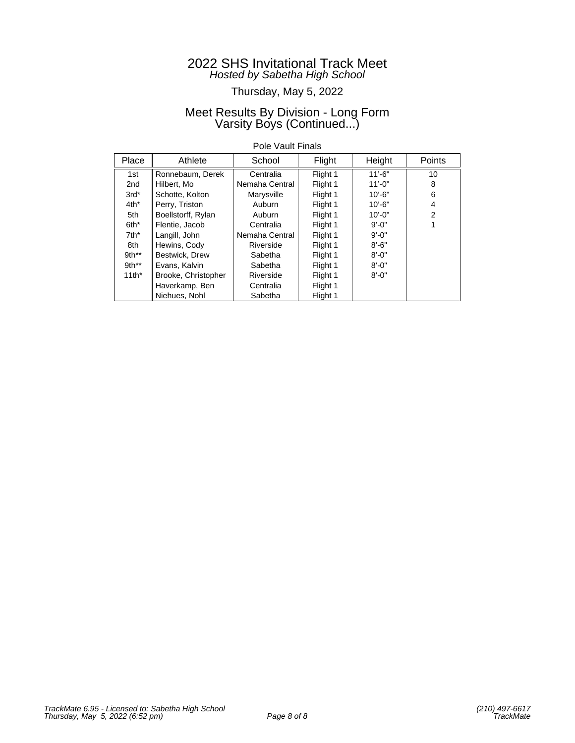# 2022 SHS Invitational Track Meet

*Hosted by Sabetha High School*

Thursday, May 5, 2022

## Meet Results By Division - Long Form
## Varsity Boys (Continued...)

### Pole Vault Finals

| Place | Athlete | School | Flight | Height | Points |
|---|---|---|---|---|---|
| 1st | Ronnebaum, Derek | Centralia | Flight 1 | 11'-6" | 10 |
| 2nd | Hilbert, Mo | Nemaha Central | Flight 1 | 11'-0" | 8 |
| 3rd* | Schotte, Kolton | Marysville | Flight 1 | 10'-6" | 6 |
| 4th* | Perry, Triston | Auburn | Flight 1 | 10'-6" | 4 |
| 5th | Boellstorff, Rylan | Auburn | Flight 1 | 10'-0" | 2 |
| 6th* | Flentie, Jacob | Centralia | Flight 1 | 9'-0" | 1 |
| 7th* | Langill, John | Nemaha Central | Flight 1 | 9'-0" | |
| 8th | Hewins, Cody | Riverside | Flight 1 | 8'-6" | |
| 9th** | Bestwick, Drew | Sabetha | Flight 1 | 8'-0" | |
| 9th** | Evans, Kalvin | Sabetha | Flight 1 | 8'-0" | |
| 11th* | Brooke, Christopher | Riverside | Flight 1 | 8'-0" | |
| | Haverkamp, Ben | Centralia | Flight 1 | | |
| | Niehues, Nohl | Sabetha | Flight 1 | | |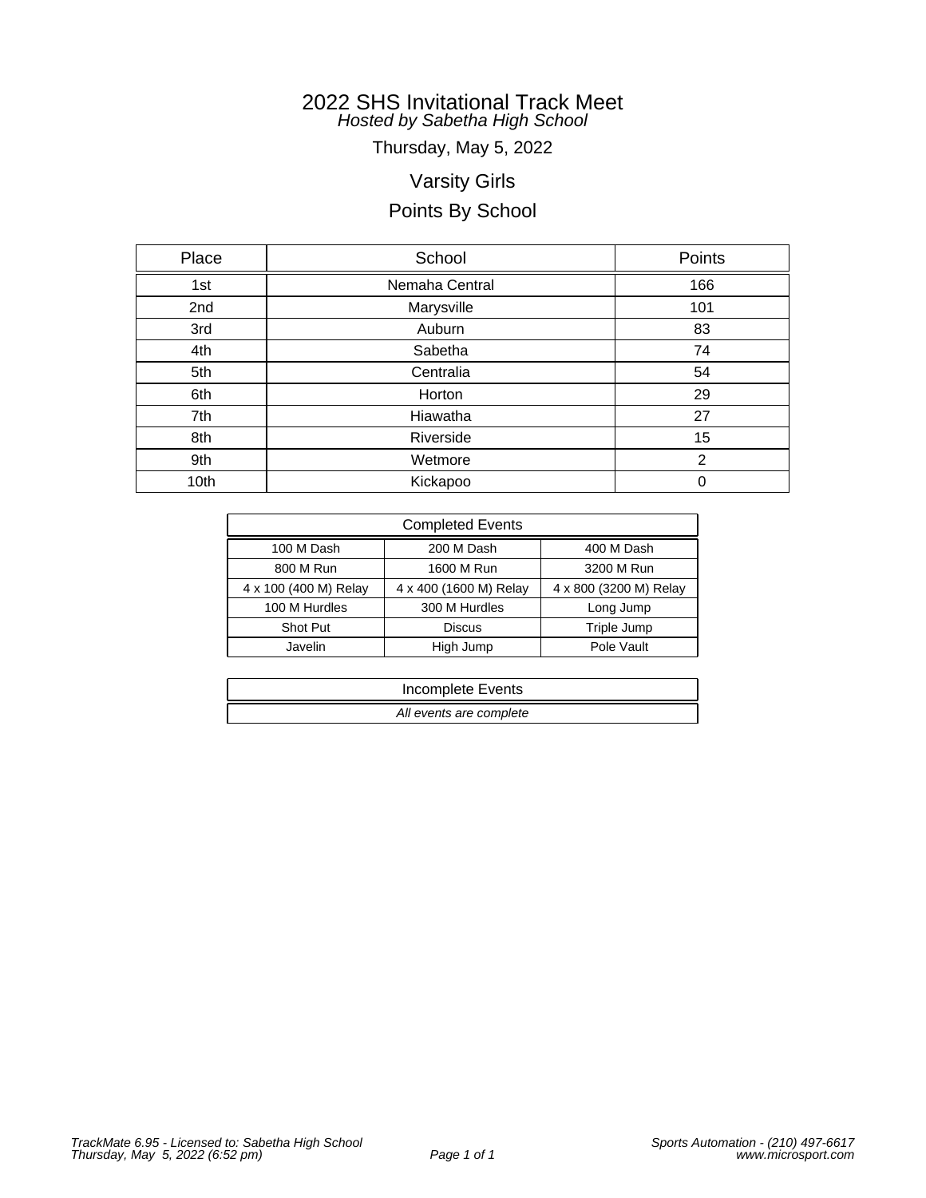# 2022 SHS Invitational Track Meet

*Hosted by Sabetha High School*

Thursday, May 5, 2022

## Varsity Girls

## Points By School

| Place | School | Points |
|---|---|---|
| 1st | Nemaha Central | 166 |
| 2nd | Marysville | 101 |
| 3rd | Auburn | 83 |
| 4th | Sabetha | 74 |
| 5th | Centralia | 54 |
| 6th | Horton | 29 |
| 7th | Hiawatha | 27 |
| 8th | Riverside | 15 |
| 9th | Wetmore | 2 |
| 10th | Kickapoo | 0 |

| Completed Events | | |
|---|---|---|
| 100 M Dash | 200 M Dash | 400 M Dash |
| 800 M Run | 1600 M Run | 3200 M Run |
| 4 x 100 (400 M) Relay | 4 x 400 (1600 M) Relay | 4 x 800 (3200 M) Relay |
| 100 M Hurdles | 300 M Hurdles | Long Jump |
| Shot Put | Discus | Triple Jump |
| Javelin | High Jump | Pole Vault |

| Incomplete Events |
|---|
| *All events are complete* |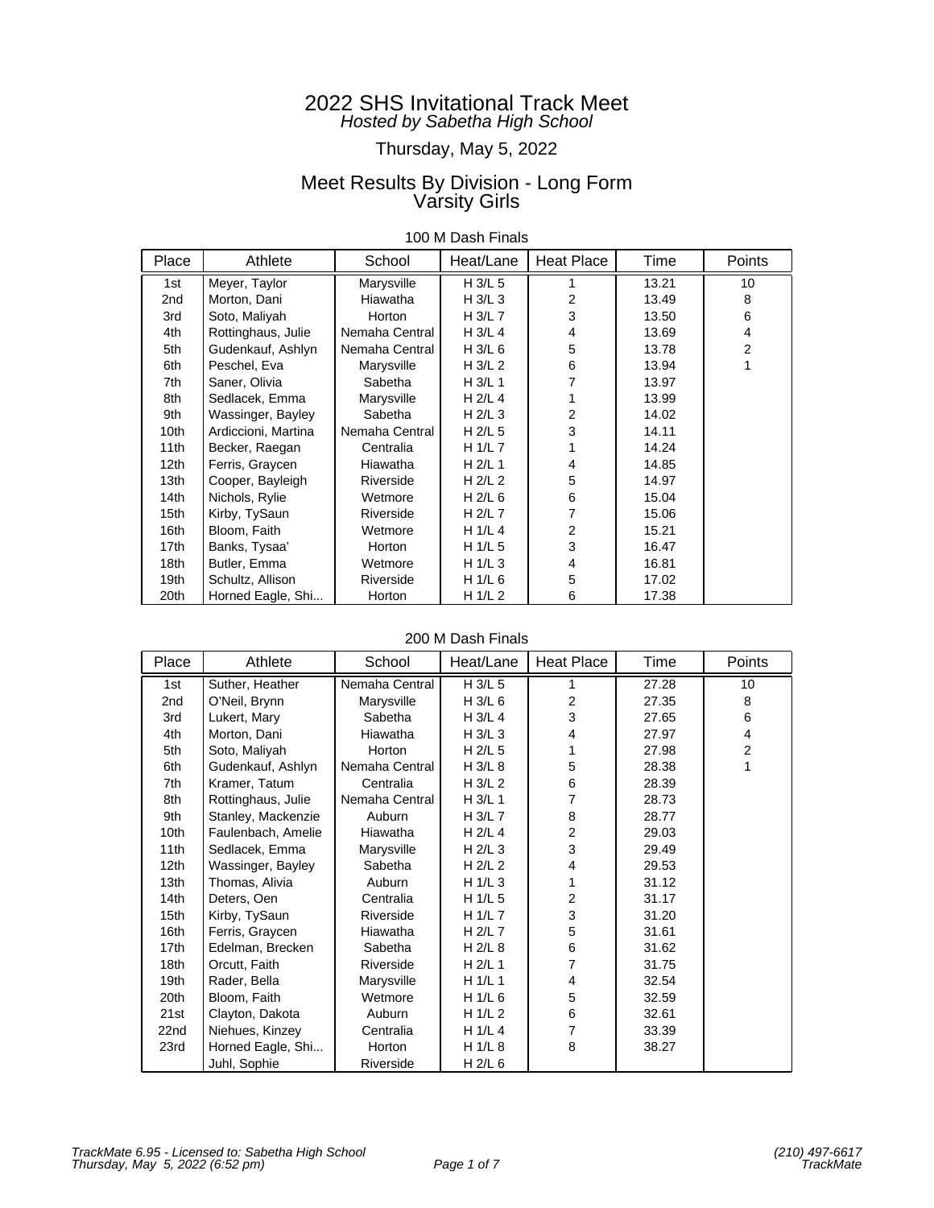# 2022 SHS Invitational Track Meet

*Hosted by Sabetha High School*

Thursday, May 5, 2022

## Meet Results By Division - Long Form
## Varsity Girls

### 100 M Dash Finals

| Place | Athlete | School | Heat/Lane | Heat Place | Time | Points |
|---|---|---|---|---|---|---|
| 1st | Meyer, Taylor | Marysville | H 3/L 5 | 1 | 13.21 | 10 |
| 2nd | Morton, Dani | Hiawatha | H 3/L 3 | 2 | 13.49 | 8 |
| 3rd | Soto, Maliyah | Horton | H 3/L 7 | 3 | 13.50 | 6 |
| 4th | Rottinghaus, Julie | Nemaha Central | H 3/L 4 | 4 | 13.69 | 4 |
| 5th | Gudenkauf, Ashlyn | Nemaha Central | H 3/L 6 | 5 | 13.78 | 2 |
| 6th | Peschel, Eva | Marysville | H 3/L 2 | 6 | 13.94 | 1 |
| 7th | Saner, Olivia | Sabetha | H 3/L 1 | 7 | 13.97 | |
| 8th | Sedlacek, Emma | Marysville | H 2/L 4 | 1 | 13.99 | |
| 9th | Wassinger, Bayley | Sabetha | H 2/L 3 | 2 | 14.02 | |
| 10th | Ardiccioni, Martina | Nemaha Central | H 2/L 5 | 3 | 14.11 | |
| 11th | Becker, Raegan | Centralia | H 1/L 7 | 1 | 14.24 | |
| 12th | Ferris, Graycen | Hiawatha | H 2/L 1 | 4 | 14.85 | |
| 13th | Cooper, Bayleigh | Riverside | H 2/L 2 | 5 | 14.97 | |
| 14th | Nichols, Rylie | Wetmore | H 2/L 6 | 6 | 15.04 | |
| 15th | Kirby, TySaun | Riverside | H 2/L 7 | 7 | 15.06 | |
| 16th | Bloom, Faith | Wetmore | H 1/L 4 | 2 | 15.21 | |
| 17th | Banks, Tysaa' | Horton | H 1/L 5 | 3 | 16.47 | |
| 18th | Butler, Emma | Wetmore | H 1/L 3 | 4 | 16.81 | |
| 19th | Schultz, Allison | Riverside | H 1/L 6 | 5 | 17.02 | |
| 20th | Horned Eagle, Shi... | Horton | H 1/L 2 | 6 | 17.38 | |

### 200 M Dash Finals

| Place | Athlete | School | Heat/Lane | Heat Place | Time | Points |
|---|---|---|---|---|---|---|
| 1st | Suther, Heather | Nemaha Central | H 3/L 5 | 1 | 27.28 | 10 |
| 2nd | O'Neil, Brynn | Marysville | H 3/L 6 | 2 | 27.35 | 8 |
| 3rd | Lukert, Mary | Sabetha | H 3/L 4 | 3 | 27.65 | 6 |
| 4th | Morton, Dani | Hiawatha | H 3/L 3 | 4 | 27.97 | 4 |
| 5th | Soto, Maliyah | Horton | H 2/L 5 | 1 | 27.98 | 2 |
| 6th | Gudenkauf, Ashlyn | Nemaha Central | H 3/L 8 | 5 | 28.38 | 1 |
| 7th | Kramer, Tatum | Centralia | H 3/L 2 | 6 | 28.39 | |
| 8th | Rottinghaus, Julie | Nemaha Central | H 3/L 1 | 7 | 28.73 | |
| 9th | Stanley, Mackenzie | Auburn | H 3/L 7 | 8 | 28.77 | |
| 10th | Faulenbach, Amelie | Hiawatha | H 2/L 4 | 2 | 29.03 | |
| 11th | Sedlacek, Emma | Marysville | H 2/L 3 | 3 | 29.49 | |
| 12th | Wassinger, Bayley | Sabetha | H 2/L 2 | 4 | 29.53 | |
| 13th | Thomas, Alivia | Auburn | H 1/L 3 | 1 | 31.12 | |
| 14th | Deters, Oen | Centralia | H 1/L 5 | 2 | 31.17 | |
| 15th | Kirby, TySaun | Riverside | H 1/L 7 | 3 | 31.20 | |
| 16th | Ferris, Graycen | Hiawatha | H 2/L 7 | 5 | 31.61 | |
| 17th | Edelman, Brecken | Sabetha | H 2/L 8 | 6 | 31.62 | |
| 18th | Orcutt, Faith | Riverside | H 2/L 1 | 7 | 31.75 | |
| 19th | Rader, Bella | Marysville | H 1/L 1 | 4 | 32.54 | |
| 20th | Bloom, Faith | Wetmore | H 1/L 6 | 5 | 32.59 | |
| 21st | Clayton, Dakota | Auburn | H 1/L 2 | 6 | 32.61 | |
| 22nd | Niehues, Kinzey | Centralia | H 1/L 4 | 7 | 33.39 | |
| 23rd | Horned Eagle, Shi... | Horton | H 1/L 8 | 8 | 38.27 | |
| | Juhl, Sophie | Riverside | H 2/L 6 | | | |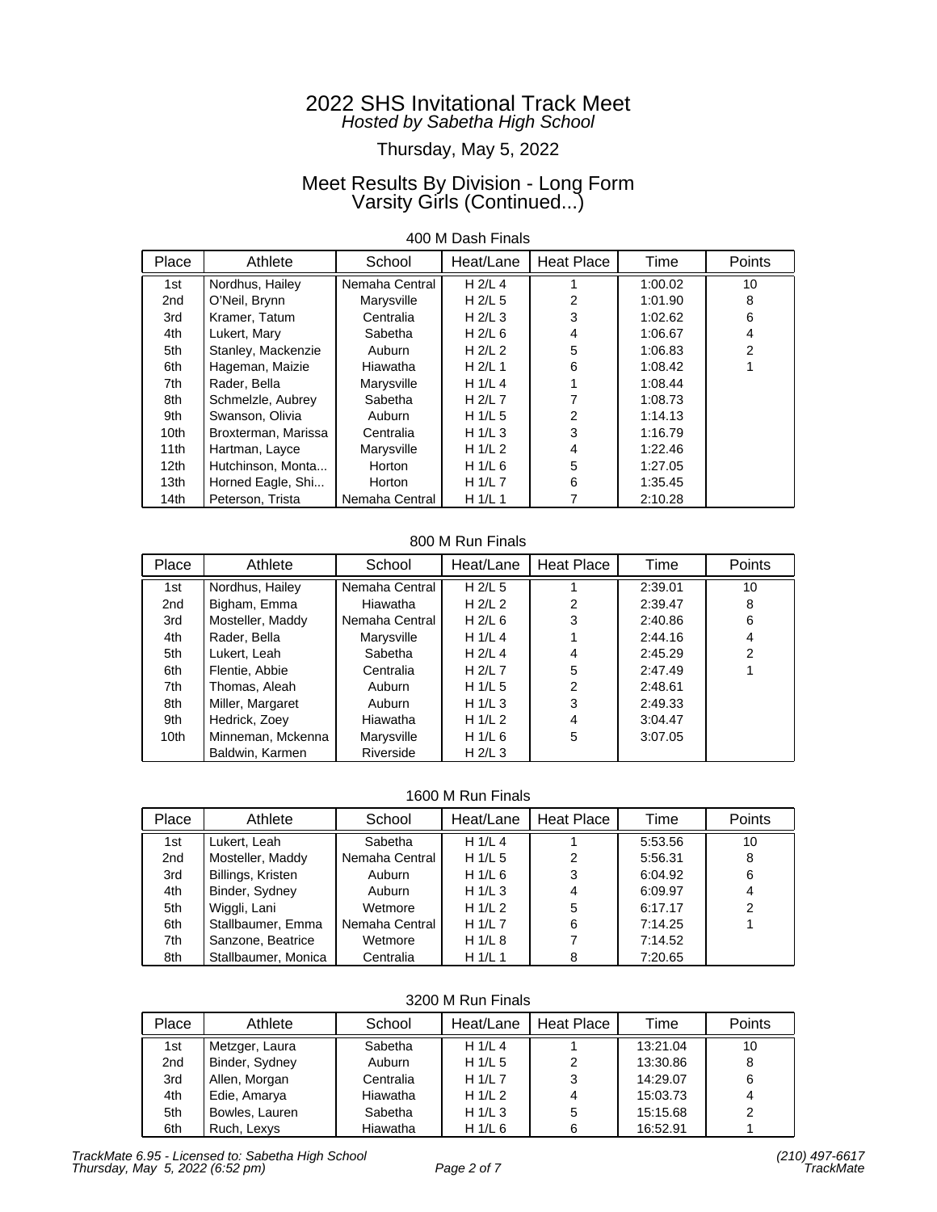# 2022 SHS Invitational Track Meet
*Hosted by Sabetha High School*

Thursday, May 5, 2022

## Meet Results By Division - Long Form
## Varsity Girls (Continued...)

### 400 M Dash Finals

| Place | Athlete | School | Heat/Lane | Heat Place | Time | Points |
|---|---|---|---|---|---|---|
| 1st | Nordhus, Hailey | Nemaha Central | H 2/L 4 | 1 | 1:00.02 | 10 |
| 2nd | O'Neil, Brynn | Marysville | H 2/L 5 | 2 | 1:01.90 | 8 |
| 3rd | Kramer, Tatum | Centralia | H 2/L 3 | 3 | 1:02.62 | 6 |
| 4th | Lukert, Mary | Sabetha | H 2/L 6 | 4 | 1:06.67 | 4 |
| 5th | Stanley, Mackenzie | Auburn | H 2/L 2 | 5 | 1:06.83 | 2 |
| 6th | Hageman, Maizie | Hiawatha | H 2/L 1 | 6 | 1:08.42 | 1 |
| 7th | Rader, Bella | Marysville | H 1/L 4 | 1 | 1:08.44 | |
| 8th | Schmelzle, Aubrey | Sabetha | H 2/L 7 | 7 | 1:08.73 | |
| 9th | Swanson, Olivia | Auburn | H 1/L 5 | 2 | 1:14.13 | |
| 10th | Broxterman, Marissa | Centralia | H 1/L 3 | 3 | 1:16.79 | |
| 11th | Hartman, Layce | Marysville | H 1/L 2 | 4 | 1:22.46 | |
| 12th | Hutchinson, Monta... | Horton | H 1/L 6 | 5 | 1:27.05 | |
| 13th | Horned Eagle, Shi... | Horton | H 1/L 7 | 6 | 1:35.45 | |
| 14th | Peterson, Trista | Nemaha Central | H 1/L 1 | 7 | 2:10.28 | |

### 800 M Run Finals

| Place | Athlete | School | Heat/Lane | Heat Place | Time | Points |
|---|---|---|---|---|---|---|
| 1st | Nordhus, Hailey | Nemaha Central | H 2/L 5 | 1 | 2:39.01 | 10 |
| 2nd | Bigham, Emma | Hiawatha | H 2/L 2 | 2 | 2:39.47 | 8 |
| 3rd | Mosteller, Maddy | Nemaha Central | H 2/L 6 | 3 | 2:40.86 | 6 |
| 4th | Rader, Bella | Marysville | H 1/L 4 | 1 | 2:44.16 | 4 |
| 5th | Lukert, Leah | Sabetha | H 2/L 4 | 4 | 2:45.29 | 2 |
| 6th | Flentie, Abbie | Centralia | H 2/L 7 | 5 | 2:47.49 | 1 |
| 7th | Thomas, Aleah | Auburn | H 1/L 5 | 2 | 2:48.61 | |
| 8th | Miller, Margaret | Auburn | H 1/L 3 | 3 | 2:49.33 | |
| 9th | Hedrick, Zoey | Hiawatha | H 1/L 2 | 4 | 3:04.47 | |
| 10th | Minneman, Mckenna | Marysville | H 1/L 6 | 5 | 3:07.05 | |
| | Baldwin, Karmen | Riverside | H 2/L 3 | | | |

### 1600 M Run Finals

| Place | Athlete | School | Heat/Lane | Heat Place | Time | Points |
|---|---|---|---|---|---|---|
| 1st | Lukert, Leah | Sabetha | H 1/L 4 | 1 | 5:53.56 | 10 |
| 2nd | Mosteller, Maddy | Nemaha Central | H 1/L 5 | 2 | 5:56.31 | 8 |
| 3rd | Billings, Kristen | Auburn | H 1/L 6 | 3 | 6:04.92 | 6 |
| 4th | Binder, Sydney | Auburn | H 1/L 3 | 4 | 6:09.97 | 4 |
| 5th | Wiggli, Lani | Wetmore | H 1/L 2 | 5 | 6:17.17 | 2 |
| 6th | Stallbaumer, Emma | Nemaha Central | H 1/L 7 | 6 | 7:14.25 | 1 |
| 7th | Sanzone, Beatrice | Wetmore | H 1/L 8 | 7 | 7:14.52 | |
| 8th | Stallbaumer, Monica | Centralia | H 1/L 1 | 8 | 7:20.65 | |

### 3200 M Run Finals

| Place | Athlete | School | Heat/Lane | Heat Place | Time | Points |
|---|---|---|---|---|---|---|
| 1st | Metzger, Laura | Sabetha | H 1/L 4 | 1 | 13:21.04 | 10 |
| 2nd | Binder, Sydney | Auburn | H 1/L 5 | 2 | 13:30.86 | 8 |
| 3rd | Allen, Morgan | Centralia | H 1/L 7 | 3 | 14:29.07 | 6 |
| 4th | Edie, Amarya | Hiawatha | H 1/L 2 | 4 | 15:03.73 | 4 |
| 5th | Bowles, Lauren | Sabetha | H 1/L 3 | 5 | 15:15.68 | 2 |
| 6th | Ruch, Lexys | Hiawatha | H 1/L 6 | 6 | 16:52.91 | 1 |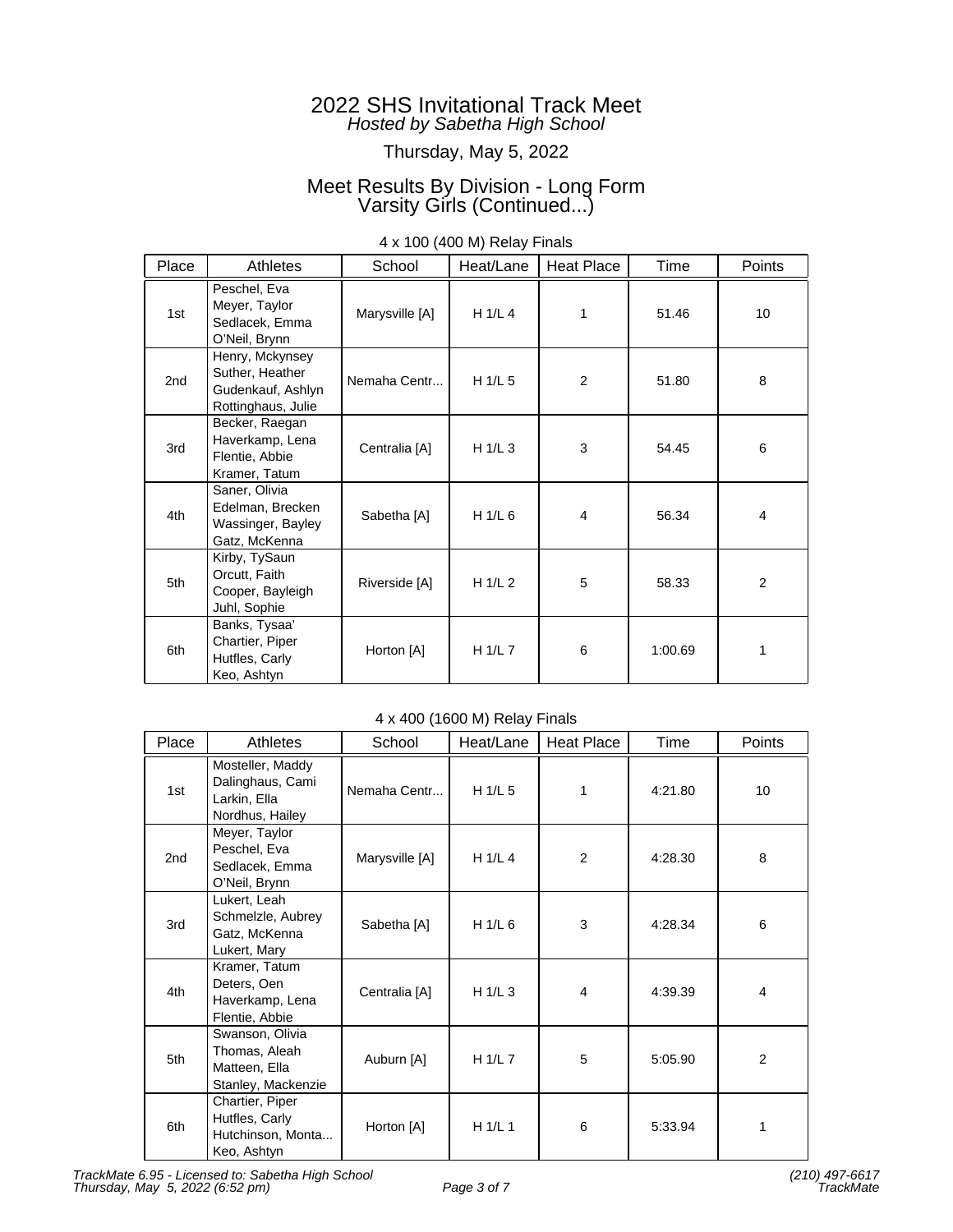# 2022 SHS Invitational Track Meet

*Hosted by Sabetha High School*

Thursday, May 5, 2022

## Meet Results By Division - Long Form
## Varsity Girls (Continued...)

### 4 x 100 (400 M) Relay Finals

| Place | Athletes | School | Heat/Lane | Heat Place | Time | Points |
|---|---|---|---|---|---|---|
| 1st | Peschel, Eva<br>Meyer, Taylor<br>Sedlacek, Emma<br>O'Neil, Brynn | Marysville [A] | H 1/L 4 | 1 | 51.46 | 10 |
| 2nd | Henry, Mckynsey<br>Suther, Heather<br>Gudenkauf, Ashlyn<br>Rottinghaus, Julie | Nemaha Centr... | H 1/L 5 | 2 | 51.80 | 8 |
| 3rd | Becker, Raegan<br>Haverkamp, Lena<br>Flentie, Abbie<br>Kramer, Tatum | Centralia [A] | H 1/L 3 | 3 | 54.45 | 6 |
| 4th | Saner, Olivia<br>Edelman, Brecken<br>Wassinger, Bayley<br>Gatz, McKenna | Sabetha [A] | H 1/L 6 | 4 | 56.34 | 4 |
| 5th | Kirby, TySaun<br>Orcutt, Faith<br>Cooper, Bayleigh<br>Juhl, Sophie | Riverside [A] | H 1/L 2 | 5 | 58.33 | 2 |
| 6th | Banks, Tysaa'<br>Chartier, Piper<br>Hutfles, Carly<br>Keo, Ashtyn | Horton [A] | H 1/L 7 | 6 | 1:00.69 | 1 |

### 4 x 400 (1600 M) Relay Finals

| Place | Athletes | School | Heat/Lane | Heat Place | Time | Points |
|---|---|---|---|---|---|---|
| 1st | Mosteller, Maddy<br>Dalinghaus, Cami<br>Larkin, Ella<br>Nordhus, Hailey | Nemaha Centr... | H 1/L 5 | 1 | 4:21.80 | 10 |
| 2nd | Meyer, Taylor<br>Peschel, Eva<br>Sedlacek, Emma<br>O'Neil, Brynn | Marysville [A] | H 1/L 4 | 2 | 4:28.30 | 8 |
| 3rd | Lukert, Leah<br>Schmelzle, Aubrey<br>Gatz, McKenna<br>Lukert, Mary | Sabetha [A] | H 1/L 6 | 3 | 4:28.34 | 6 |
| 4th | Kramer, Tatum<br>Deters, Oen<br>Haverkamp, Lena<br>Flentie, Abbie | Centralia [A] | H 1/L 3 | 4 | 4:39.39 | 4 |
| 5th | Swanson, Olivia<br>Thomas, Aleah<br>Matteen, Ella<br>Stanley, Mackenzie | Auburn [A] | H 1/L 7 | 5 | 5:05.90 | 2 |
| 6th | Chartier, Piper<br>Hutfles, Carly<br>Hutchinson, Monta...<br>Keo, Ashtyn | Horton [A] | H 1/L 1 | 6 | 5:33.94 | 1 |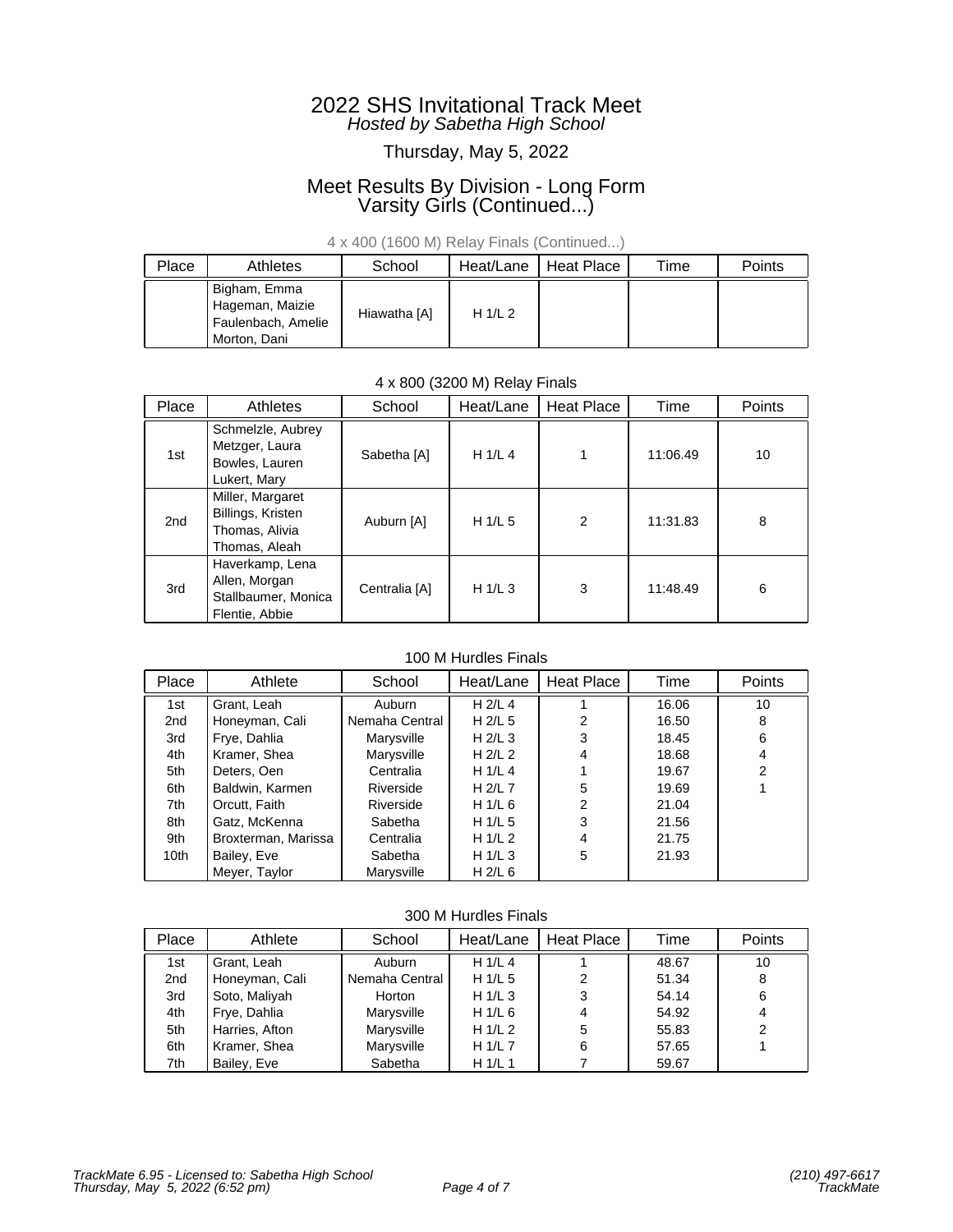# 2022 SHS Invitational Track Meet

*Hosted by Sabetha High School*

Thursday, May 5, 2022

## Meet Results By Division - Long Form
## Varsity Girls (Continued...)

### 4 x 400 (1600 M) Relay Finals (Continued...)

| Place | Athletes | School | Heat/Lane | Heat Place | Time | Points |
|---|---|---|---|---|---|---|
| | Bigham, Emma<br>Hageman, Maizie<br>Faulenbach, Amelie<br>Morton, Dani | Hiawatha [A] | H 1/L 2 | | | |

### 4 x 800 (3200 M) Relay Finals

| Place | Athletes | School | Heat/Lane | Heat Place | Time | Points |
|---|---|---|---|---|---|---|
| 1st | Schmelzle, Aubrey<br>Metzger, Laura<br>Bowles, Lauren<br>Lukert, Mary | Sabetha [A] | H 1/L 4 | 1 | 11:06.49 | 10 |
| 2nd | Miller, Margaret<br>Billings, Kristen<br>Thomas, Alivia<br>Thomas, Aleah | Auburn [A] | H 1/L 5 | 2 | 11:31.83 | 8 |
| 3rd | Haverkamp, Lena<br>Allen, Morgan<br>Stallbaumer, Monica<br>Flentie, Abbie | Centralia [A] | H 1/L 3 | 3 | 11:48.49 | 6 |

### 100 M Hurdles Finals

| Place | Athlete | School | Heat/Lane | Heat Place | Time | Points |
|---|---|---|---|---|---|---|
| 1st | Grant, Leah | Auburn | H 2/L 4 | 1 | 16.06 | 10 |
| 2nd | Honeyman, Cali | Nemaha Central | H 2/L 5 | 2 | 16.50 | 8 |
| 3rd | Frye, Dahlia | Marysville | H 2/L 3 | 3 | 18.45 | 6 |
| 4th | Kramer, Shea | Marysville | H 2/L 2 | 4 | 18.68 | 4 |
| 5th | Deters, Oen | Centralia | H 1/L 4 | 1 | 19.67 | 2 |
| 6th | Baldwin, Karmen | Riverside | H 2/L 7 | 5 | 19.69 | 1 |
| 7th | Orcutt, Faith | Riverside | H 1/L 6 | 2 | 21.04 | |
| 8th | Gatz, McKenna | Sabetha | H 1/L 5 | 3 | 21.56 | |
| 9th | Broxterman, Marissa | Centralia | H 1/L 2 | 4 | 21.75 | |
| 10th | Bailey, Eve | Sabetha | H 1/L 3 | 5 | 21.93 | |
| | Meyer, Taylor | Marysville | H 2/L 6 | | | |

### 300 M Hurdles Finals

| Place | Athlete | School | Heat/Lane | Heat Place | Time | Points |
|---|---|---|---|---|---|---|
| 1st | Grant, Leah | Auburn | H 1/L 4 | 1 | 48.67 | 10 |
| 2nd | Honeyman, Cali | Nemaha Central | H 1/L 5 | 2 | 51.34 | 8 |
| 3rd | Soto, Maliyah | Horton | H 1/L 3 | 3 | 54.14 | 6 |
| 4th | Frye, Dahlia | Marysville | H 1/L 6 | 4 | 54.92 | 4 |
| 5th | Harries, Afton | Marysville | H 1/L 2 | 5 | 55.83 | 2 |
| 6th | Kramer, Shea | Marysville | H 1/L 7 | 6 | 57.65 | 1 |
| 7th | Bailey, Eve | Sabetha | H 1/L 1 | 7 | 59.67 | |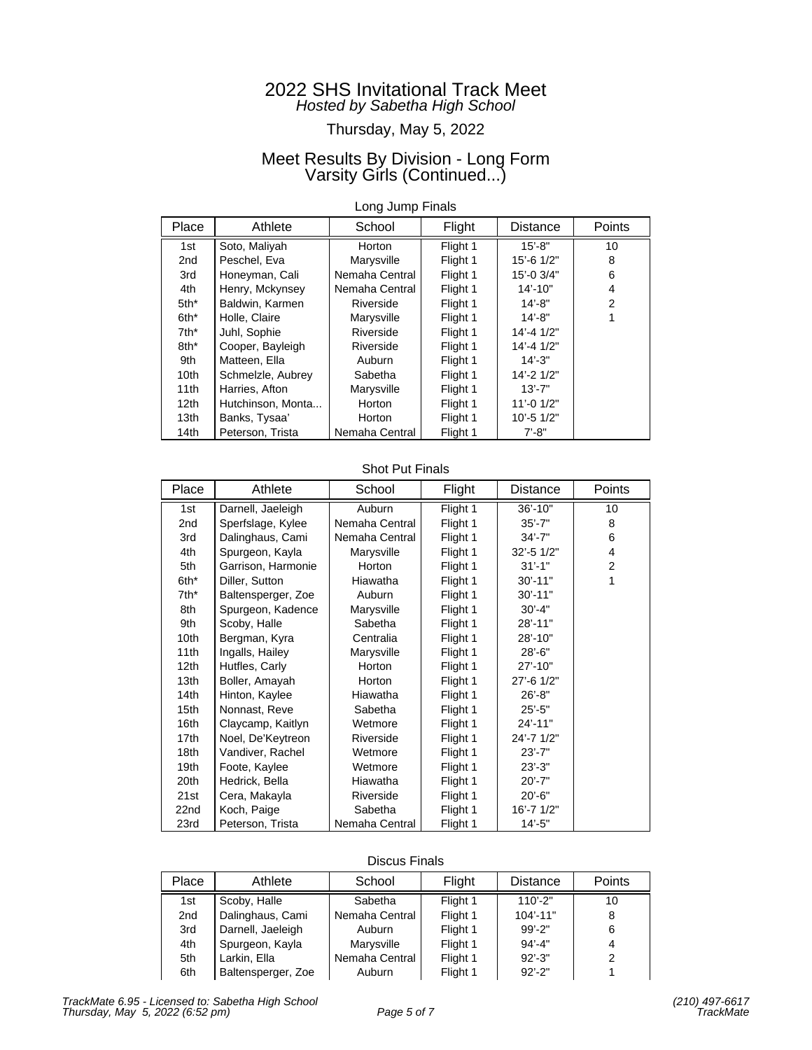# 2022 SHS Invitational Track Meet

*Hosted by Sabetha High School*

Thursday, May 5, 2022

## Meet Results By Division - Long Form
## Varsity Girls (Continued...)

### Long Jump Finals

| Place | Athlete | School | Flight | Distance | Points |
|---|---|---|---|---|---|
| 1st | Soto, Maliyah | Horton | Flight 1 | 15'-8" | 10 |
| 2nd | Peschel, Eva | Marysville | Flight 1 | 15'-6 1/2" | 8 |
| 3rd | Honeyman, Cali | Nemaha Central | Flight 1 | 15'-0 3/4" | 6 |
| 4th | Henry, Mckynsey | Nemaha Central | Flight 1 | 14'-10" | 4 |
| 5th* | Baldwin, Karmen | Riverside | Flight 1 | 14'-8" | 2 |
| 6th* | Holle, Claire | Marysville | Flight 1 | 14'-8" | 1 |
| 7th* | Juhl, Sophie | Riverside | Flight 1 | 14'-4 1/2" | |
| 8th* | Cooper, Bayleigh | Riverside | Flight 1 | 14'-4 1/2" | |
| 9th | Matteen, Ella | Auburn | Flight 1 | 14'-3" | |
| 10th | Schmelzle, Aubrey | Sabetha | Flight 1 | 14'-2 1/2" | |
| 11th | Harries, Afton | Marysville | Flight 1 | 13'-7" | |
| 12th | Hutchinson, Monta... | Horton | Flight 1 | 11'-0 1/2" | |
| 13th | Banks, Tysaa' | Horton | Flight 1 | 10'-5 1/2" | |
| 14th | Peterson, Trista | Nemaha Central | Flight 1 | 7'-8" | |

### Shot Put Finals

| Place | Athlete | School | Flight | Distance | Points |
|---|---|---|---|---|---|
| 1st | Darnell, Jaeleigh | Auburn | Flight 1 | 36'-10" | 10 |
| 2nd | Sperfslage, Kylee | Nemaha Central | Flight 1 | 35'-7" | 8 |
| 3rd | Dalinghaus, Cami | Nemaha Central | Flight 1 | 34'-7" | 6 |
| 4th | Spurgeon, Kayla | Marysville | Flight 1 | 32'-5 1/2" | 4 |
| 5th | Garrison, Harmonie | Horton | Flight 1 | 31'-1" | 2 |
| 6th* | Diller, Sutton | Hiawatha | Flight 1 | 30'-11" | 1 |
| 7th* | Baltensperger, Zoe | Auburn | Flight 1 | 30'-11" | |
| 8th | Spurgeon, Kadence | Marysville | Flight 1 | 30'-4" | |
| 9th | Scoby, Halle | Sabetha | Flight 1 | 28'-11" | |
| 10th | Bergman, Kyra | Centralia | Flight 1 | 28'-10" | |
| 11th | Ingalls, Hailey | Marysville | Flight 1 | 28'-6" | |
| 12th | Hutfles, Carly | Horton | Flight 1 | 27'-10" | |
| 13th | Boller, Amayah | Horton | Flight 1 | 27'-6 1/2" | |
| 14th | Hinton, Kaylee | Hiawatha | Flight 1 | 26'-8" | |
| 15th | Nonnast, Reve | Sabetha | Flight 1 | 25'-5" | |
| 16th | Claycamp, Kaitlyn | Wetmore | Flight 1 | 24'-11" | |
| 17th | Noel, De'Keytreon | Riverside | Flight 1 | 24'-7 1/2" | |
| 18th | Vandiver, Rachel | Wetmore | Flight 1 | 23'-7" | |
| 19th | Foote, Kaylee | Wetmore | Flight 1 | 23'-3" | |
| 20th | Hedrick, Bella | Hiawatha | Flight 1 | 20'-7" | |
| 21st | Cera, Makayla | Riverside | Flight 1 | 20'-6" | |
| 22nd | Koch, Paige | Sabetha | Flight 1 | 16'-7 1/2" | |
| 23rd | Peterson, Trista | Nemaha Central | Flight 1 | 14'-5" | |

### Discus Finals

| Place | Athlete | School | Flight | Distance | Points |
|---|---|---|---|---|---|
| 1st | Scoby, Halle | Sabetha | Flight 1 | 110'-2" | 10 |
| 2nd | Dalinghaus, Cami | Nemaha Central | Flight 1 | 104'-11" | 8 |
| 3rd | Darnell, Jaeleigh | Auburn | Flight 1 | 99'-2" | 6 |
| 4th | Spurgeon, Kayla | Marysville | Flight 1 | 94'-4" | 4 |
| 5th | Larkin, Ella | Nemaha Central | Flight 1 | 92'-3" | 2 |
| 6th | Baltensperger, Zoe | Auburn | Flight 1 | 92'-2" | 1 |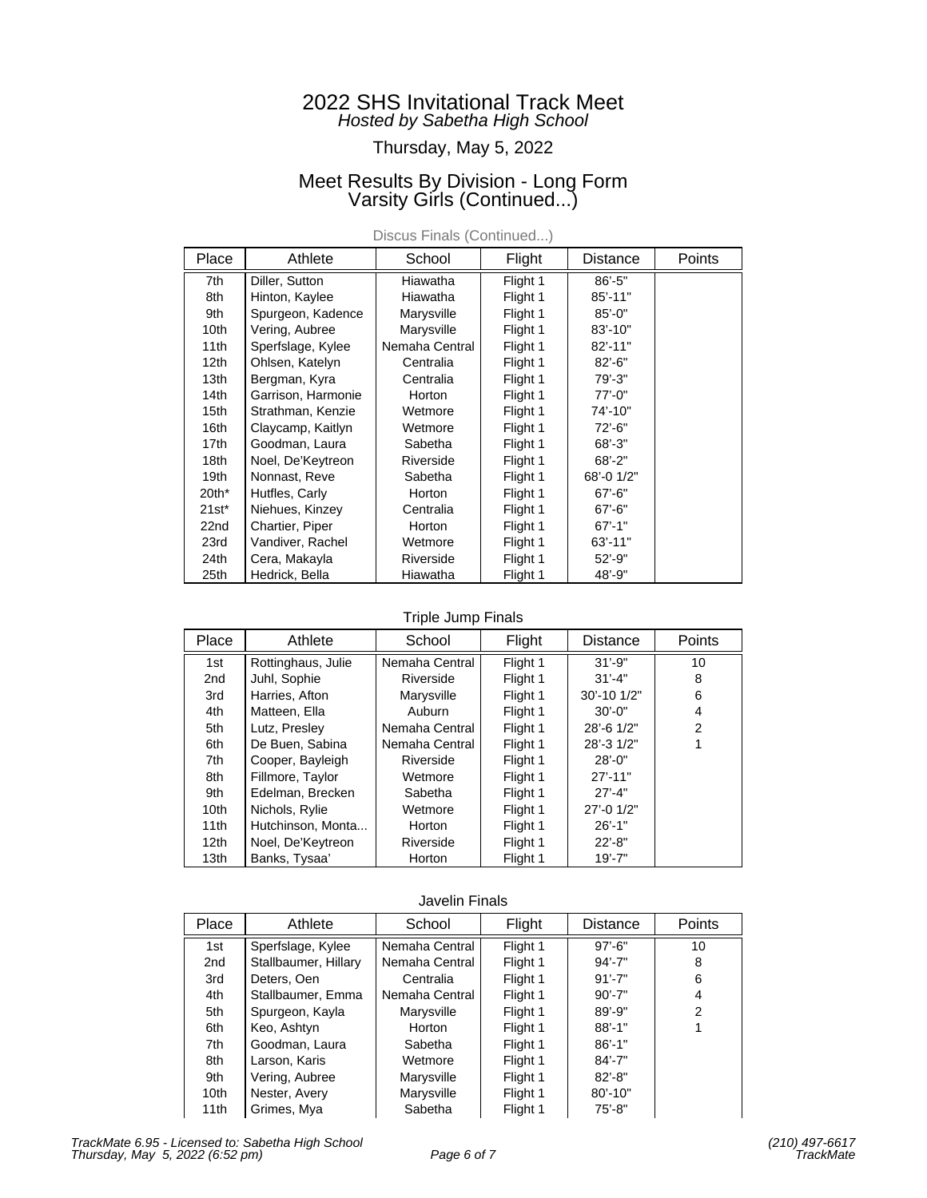# 2022 SHS Invitational Track Meet

*Hosted by Sabetha High School*

Thursday, May 5, 2022

## Meet Results By Division - Long Form
## Varsity Girls (Continued...)

### Discus Finals (Continued...)

| Place | Athlete | School | Flight | Distance | Points |
|---|---|---|---|---|---|
| 7th | Diller, Sutton | Hiawatha | Flight 1 | 86'-5" | |
| 8th | Hinton, Kaylee | Hiawatha | Flight 1 | 85'-11" | |
| 9th | Spurgeon, Kadence | Marysville | Flight 1 | 85'-0" | |
| 10th | Vering, Aubree | Marysville | Flight 1 | 83'-10" | |
| 11th | Sperfslage, Kylee | Nemaha Central | Flight 1 | 82'-11" | |
| 12th | Ohlsen, Katelyn | Centralia | Flight 1 | 82'-6" | |
| 13th | Bergman, Kyra | Centralia | Flight 1 | 79'-3" | |
| 14th | Garrison, Harmonie | Horton | Flight 1 | 77'-0" | |
| 15th | Strathman, Kenzie | Wetmore | Flight 1 | 74'-10" | |
| 16th | Claycamp, Kaitlyn | Wetmore | Flight 1 | 72'-6" | |
| 17th | Goodman, Laura | Sabetha | Flight 1 | 68'-3" | |
| 18th | Noel, De'Keytreon | Riverside | Flight 1 | 68'-2" | |
| 19th | Nonnast, Reve | Sabetha | Flight 1 | 68'-0 1/2" | |
| 20th* | Hutfles, Carly | Horton | Flight 1 | 67'-6" | |
| 21st* | Niehues, Kinzey | Centralia | Flight 1 | 67'-6" | |
| 22nd | Chartier, Piper | Horton | Flight 1 | 67'-1" | |
| 23rd | Vandiver, Rachel | Wetmore | Flight 1 | 63'-11" | |
| 24th | Cera, Makayla | Riverside | Flight 1 | 52'-9" | |
| 25th | Hedrick, Bella | Hiawatha | Flight 1 | 48'-9" | |

### Triple Jump Finals

| Place | Athlete | School | Flight | Distance | Points |
|---|---|---|---|---|---|
| 1st | Rottinghaus, Julie | Nemaha Central | Flight 1 | 31'-9" | 10 |
| 2nd | Juhl, Sophie | Riverside | Flight 1 | 31'-4" | 8 |
| 3rd | Harries, Afton | Marysville | Flight 1 | 30'-10 1/2" | 6 |
| 4th | Matteen, Ella | Auburn | Flight 1 | 30'-0" | 4 |
| 5th | Lutz, Presley | Nemaha Central | Flight 1 | 28'-6 1/2" | 2 |
| 6th | De Buen, Sabina | Nemaha Central | Flight 1 | 28'-3 1/2" | 1 |
| 7th | Cooper, Bayleigh | Riverside | Flight 1 | 28'-0" | |
| 8th | Fillmore, Taylor | Wetmore | Flight 1 | 27'-11" | |
| 9th | Edelman, Brecken | Sabetha | Flight 1 | 27'-4" | |
| 10th | Nichols, Rylie | Wetmore | Flight 1 | 27'-0 1/2" | |
| 11th | Hutchinson, Monta... | Horton | Flight 1 | 26'-1" | |
| 12th | Noel, De'Keytreon | Riverside | Flight 1 | 22'-8" | |
| 13th | Banks, Tysaa' | Horton | Flight 1 | 19'-7" | |

### Javelin Finals

| Place | Athlete | School | Flight | Distance | Points |
|---|---|---|---|---|---|
| 1st | Sperfslage, Kylee | Nemaha Central | Flight 1 | 97'-6" | 10 |
| 2nd | Stallbaumer, Hillary | Nemaha Central | Flight 1 | 94'-7" | 8 |
| 3rd | Deters, Oen | Centralia | Flight 1 | 91'-7" | 6 |
| 4th | Stallbaumer, Emma | Nemaha Central | Flight 1 | 90'-7" | 4 |
| 5th | Spurgeon, Kayla | Marysville | Flight 1 | 89'-9" | 2 |
| 6th | Keo, Ashtyn | Horton | Flight 1 | 88'-1" | 1 |
| 7th | Goodman, Laura | Sabetha | Flight 1 | 86'-1" | |
| 8th | Larson, Karis | Wetmore | Flight 1 | 84'-7" | |
| 9th | Vering, Aubree | Marysville | Flight 1 | 82'-8" | |
| 10th | Nester, Avery | Marysville | Flight 1 | 80'-10" | |
| 11th | Grimes, Mya | Sabetha | Flight 1 | 75'-8" | |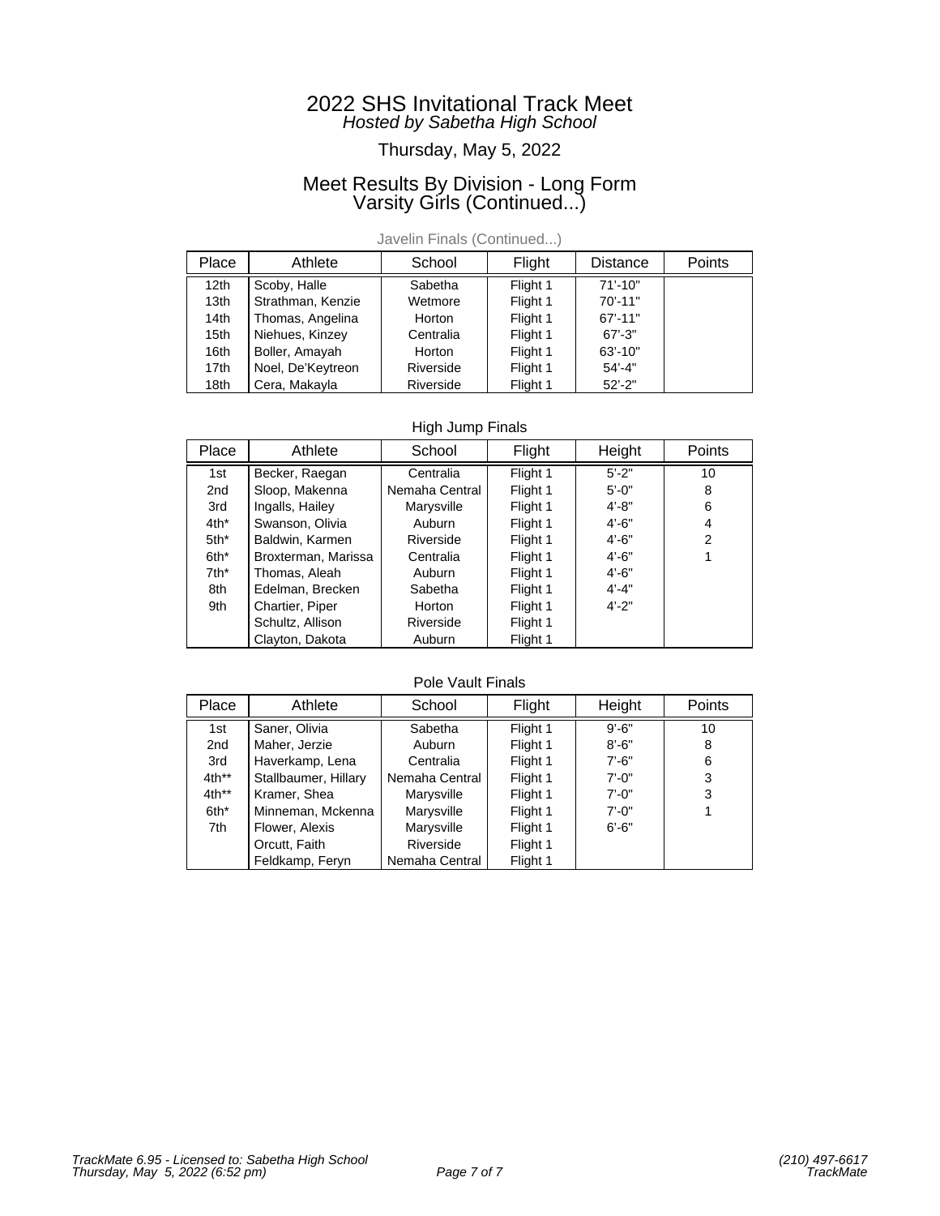# 2022 SHS Invitational Track Meet

*Hosted by Sabetha High School*

Thursday, May 5, 2022

## Meet Results By Division - Long Form
## Varsity Girls (Continued...)

### Javelin Finals (Continued...)

| Place | Athlete | School | Flight | Distance | Points |
|---|---|---|---|---|---|
| 12th | Scoby, Halle | Sabetha | Flight 1 | 71'-10" | |
| 13th | Strathman, Kenzie | Wetmore | Flight 1 | 70'-11" | |
| 14th | Thomas, Angelina | Horton | Flight 1 | 67'-11" | |
| 15th | Niehues, Kinzey | Centralia | Flight 1 | 67'-3" | |
| 16th | Boller, Amayah | Horton | Flight 1 | 63'-10" | |
| 17th | Noel, De'Keytreon | Riverside | Flight 1 | 54'-4" | |
| 18th | Cera, Makayla | Riverside | Flight 1 | 52'-2" | |

### High Jump Finals

| Place | Athlete | School | Flight | Height | Points |
|---|---|---|---|---|---|
| 1st | Becker, Raegan | Centralia | Flight 1 | 5'-2" | 10 |
| 2nd | Sloop, Makenna | Nemaha Central | Flight 1 | 5'-0" | 8 |
| 3rd | Ingalls, Hailey | Marysville | Flight 1 | 4'-8" | 6 |
| 4th* | Swanson, Olivia | Auburn | Flight 1 | 4'-6" | 4 |
| 5th* | Baldwin, Karmen | Riverside | Flight 1 | 4'-6" | 2 |
| 6th* | Broxterman, Marissa | Centralia | Flight 1 | 4'-6" | 1 |
| 7th* | Thomas, Aleah | Auburn | Flight 1 | 4'-6" | |
| 8th | Edelman, Brecken | Sabetha | Flight 1 | 4'-4" | |
| 9th | Chartier, Piper | Horton | Flight 1 | 4'-2" | |
| | Schultz, Allison | Riverside | Flight 1 | | |
| | Clayton, Dakota | Auburn | Flight 1 | | |

### Pole Vault Finals

| Place | Athlete | School | Flight | Height | Points |
|---|---|---|---|---|---|
| 1st | Saner, Olivia | Sabetha | Flight 1 | 9'-6" | 10 |
| 2nd | Maher, Jerzie | Auburn | Flight 1 | 8'-6" | 8 |
| 3rd | Haverkamp, Lena | Centralia | Flight 1 | 7'-6" | 6 |
| 4th** | Stallbaumer, Hillary | Nemaha Central | Flight 1 | 7'-0" | 3 |
| 4th** | Kramer, Shea | Marysville | Flight 1 | 7'-0" | 3 |
| 6th* | Minneman, Mckenna | Marysville | Flight 1 | 7'-0" | 1 |
| 7th | Flower, Alexis | Marysville | Flight 1 | 6'-6" | |
| | Orcutt, Faith | Riverside | Flight 1 | | |
| | Feldkamp, Feryn | Nemaha Central | Flight 1 | | |